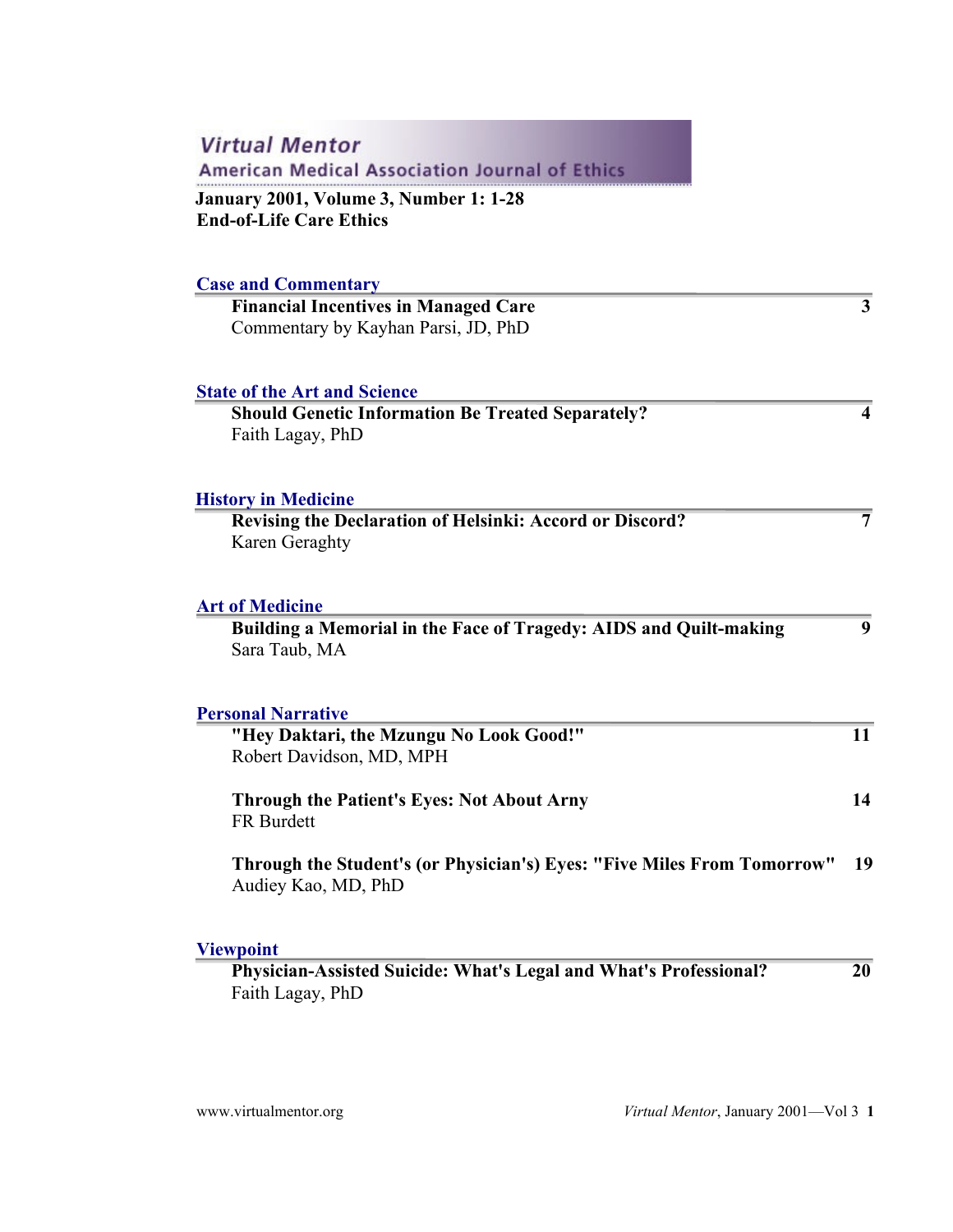# Virtual Mentor

American Medical Association Journal of Ethics

**January 2001, Volume 3, Number 1: 1-28**
**End-of-Life Care Ethics**

## Case and Commentary

**Financial Incentives in Managed Care** — 3
Commentary by Kayhan Parsi, JD, PhD

## State of the Art and Science

**Should Genetic Information Be Treated Separately?** — 4
Faith Lagay, PhD

## History in Medicine

**Revising the Declaration of Helsinki: Accord or Discord?** — 7
Karen Geraghty

## Art of Medicine

**Building a Memorial in the Face of Tragedy: AIDS and Quilt-making** — 9
Sara Taub, MA

## Personal Narrative

**"Hey Daktari, the Mzungu No Look Good!"** — 11
Robert Davidson, MD, MPH

**Through the Patient's Eyes: Not About Arny** — 14
FR Burdett

**Through the Student's (or Physician's) Eyes: "Five Miles From Tomorrow"** — 19
Audiey Kao, MD, PhD

## Viewpoint

**Physician-Assisted Suicide: What's Legal and What's Professional?** — 20
Faith Lagay, PhD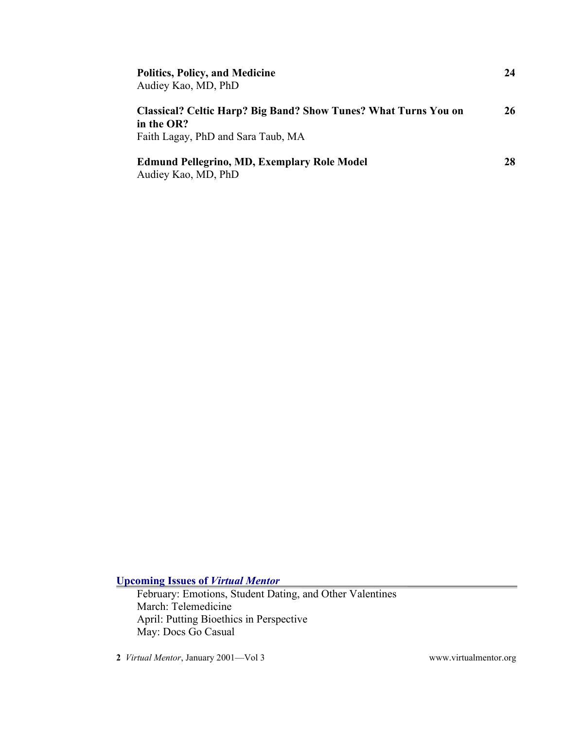**Politics, Policy, and Medicine** 24
Audiey Kao, MD, PhD

**Classical? Celtic Harp? Big Band? Show Tunes? What Turns You on in the OR?** 26
Faith Lagay, PhD and Sara Taub, MA

**Edmund Pellegrino, MD, Exemplary Role Model** 28
Audiey Kao, MD, PhD

## Upcoming Issues of *Virtual Mentor*

February: Emotions, Student Dating, and Other Valentines
March: Telemedicine
April: Putting Bioethics in Perspective
May: Docs Go Casual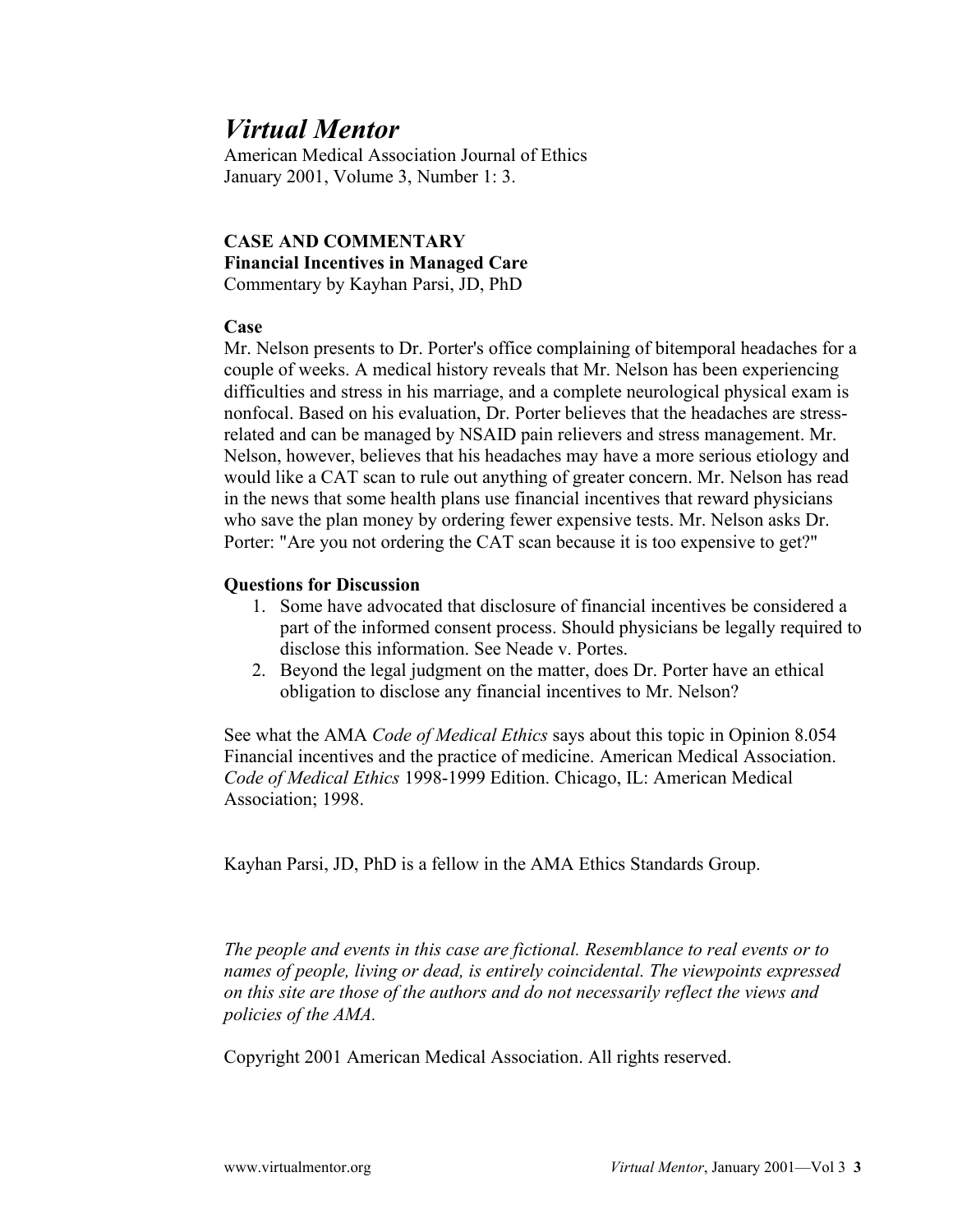# *Virtual Mentor*

American Medical Association Journal of Ethics
January 2001, Volume 3, Number 1: 3.

**CASE AND COMMENTARY**
**Financial Incentives in Managed Care**
Commentary by Kayhan Parsi, JD, PhD

**Case**

Mr. Nelson presents to Dr. Porter's office complaining of bitemporal headaches for a couple of weeks. A medical history reveals that Mr. Nelson has been experiencing difficulties and stress in his marriage, and a complete neurological physical exam is nonfocal. Based on his evaluation, Dr. Porter believes that the headaches are stress-related and can be managed by NSAID pain relievers and stress management. Mr. Nelson, however, believes that his headaches may have a more serious etiology and would like a CAT scan to rule out anything of greater concern. Mr. Nelson has read in the news that some health plans use financial incentives that reward physicians who save the plan money by ordering fewer expensive tests. Mr. Nelson asks Dr. Porter: "Are you not ordering the CAT scan because it is too expensive to get?"

**Questions for Discussion**

1. Some have advocated that disclosure of financial incentives be considered a part of the informed consent process. Should physicians be legally required to disclose this information. See Neade v. Portes.
2. Beyond the legal judgment on the matter, does Dr. Porter have an ethical obligation to disclose any financial incentives to Mr. Nelson?

See what the AMA *Code of Medical Ethics* says about this topic in Opinion 8.054 Financial incentives and the practice of medicine. American Medical Association. *Code of Medical Ethics* 1998-1999 Edition. Chicago, IL: American Medical Association; 1998.

Kayhan Parsi, JD, PhD is a fellow in the AMA Ethics Standards Group.

*The people and events in this case are fictional. Resemblance to real events or to names of people, living or dead, is entirely coincidental. The viewpoints expressed on this site are those of the authors and do not necessarily reflect the views and policies of the AMA.*

Copyright 2001 American Medical Association. All rights reserved.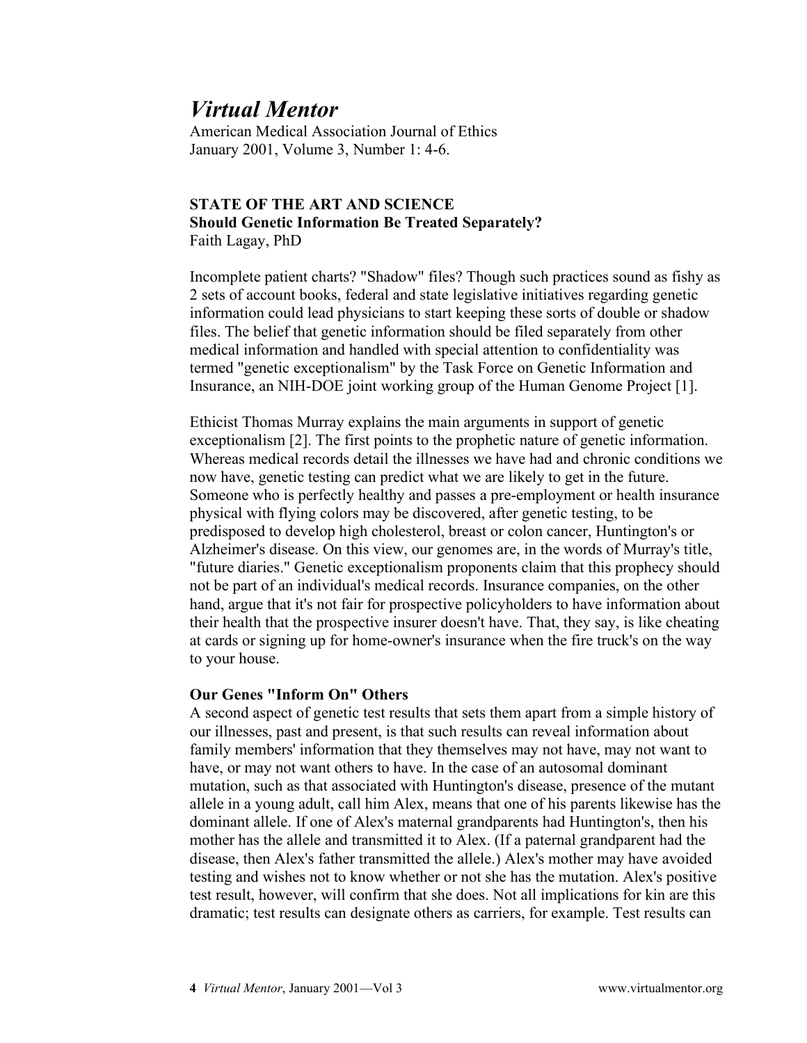# *Virtual Mentor*

American Medical Association Journal of Ethics
January 2001, Volume 3, Number 1: 4-6.

**STATE OF THE ART AND SCIENCE**
**Should Genetic Information Be Treated Separately?**
Faith Lagay, PhD

Incomplete patient charts? "Shadow" files? Though such practices sound as fishy as 2 sets of account books, federal and state legislative initiatives regarding genetic information could lead physicians to start keeping these sorts of double or shadow files. The belief that genetic information should be filed separately from other medical information and handled with special attention to confidentiality was termed "genetic exceptionalism" by the Task Force on Genetic Information and Insurance, an NIH-DOE joint working group of the Human Genome Project [1].

Ethicist Thomas Murray explains the main arguments in support of genetic exceptionalism [2]. The first points to the prophetic nature of genetic information. Whereas medical records detail the illnesses we have had and chronic conditions we now have, genetic testing can predict what we are likely to get in the future. Someone who is perfectly healthy and passes a pre-employment or health insurance physical with flying colors may be discovered, after genetic testing, to be predisposed to develop high cholesterol, breast or colon cancer, Huntington's or Alzheimer's disease. On this view, our genomes are, in the words of Murray's title, "future diaries." Genetic exceptionalism proponents claim that this prophecy should not be part of an individual's medical records. Insurance companies, on the other hand, argue that it's not fair for prospective policyholders to have information about their health that the prospective insurer doesn't have. That, they say, is like cheating at cards or signing up for home-owner's insurance when the fire truck's on the way to your house.

**Our Genes "Inform On" Others**

A second aspect of genetic test results that sets them apart from a simple history of our illnesses, past and present, is that such results can reveal information about family members' information that they themselves may not have, may not want to have, or may not want others to have. In the case of an autosomal dominant mutation, such as that associated with Huntington's disease, presence of the mutant allele in a young adult, call him Alex, means that one of his parents likewise has the dominant allele. If one of Alex's maternal grandparents had Huntington's, then his mother has the allele and transmitted it to Alex. (If a paternal grandparent had the disease, then Alex's father transmitted the allele.) Alex's mother may have avoided testing and wishes not to know whether or not she has the mutation. Alex's positive test result, however, will confirm that she does. Not all implications for kin are this dramatic; test results can designate others as carriers, for example. Test results can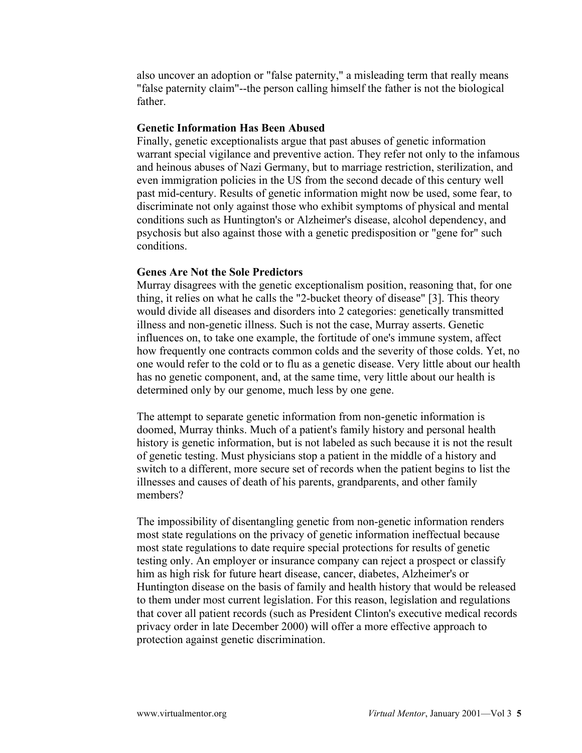also uncover an adoption or "false paternity," a misleading term that really means "false paternity claim"--the person calling himself the father is not the biological father.

**Genetic Information Has Been Abused**

Finally, genetic exceptionalists argue that past abuses of genetic information warrant special vigilance and preventive action. They refer not only to the infamous and heinous abuses of Nazi Germany, but to marriage restriction, sterilization, and even immigration policies in the US from the second decade of this century well past mid-century. Results of genetic information might now be used, some fear, to discriminate not only against those who exhibit symptoms of physical and mental conditions such as Huntington's or Alzheimer's disease, alcohol dependency, and psychosis but also against those with a genetic predisposition or "gene for" such conditions.

**Genes Are Not the Sole Predictors**

Murray disagrees with the genetic exceptionalism position, reasoning that, for one thing, it relies on what he calls the "2-bucket theory of disease" [3]. This theory would divide all diseases and disorders into 2 categories: genetically transmitted illness and non-genetic illness. Such is not the case, Murray asserts. Genetic influences on, to take one example, the fortitude of one's immune system, affect how frequently one contracts common colds and the severity of those colds. Yet, no one would refer to the cold or to flu as a genetic disease. Very little about our health has no genetic component, and, at the same time, very little about our health is determined only by our genome, much less by one gene.

The attempt to separate genetic information from non-genetic information is doomed, Murray thinks. Much of a patient's family history and personal health history is genetic information, but is not labeled as such because it is not the result of genetic testing. Must physicians stop a patient in the middle of a history and switch to a different, more secure set of records when the patient begins to list the illnesses and causes of death of his parents, grandparents, and other family members?

The impossibility of disentangling genetic from non-genetic information renders most state regulations on the privacy of genetic information ineffectual because most state regulations to date require special protections for results of genetic testing only. An employer or insurance company can reject a prospect or classify him as high risk for future heart disease, cancer, diabetes, Alzheimer's or Huntington disease on the basis of family and health history that would be released to them under most current legislation. For this reason, legislation and regulations that cover all patient records (such as President Clinton's executive medical records privacy order in late December 2000) will offer a more effective approach to protection against genetic discrimination.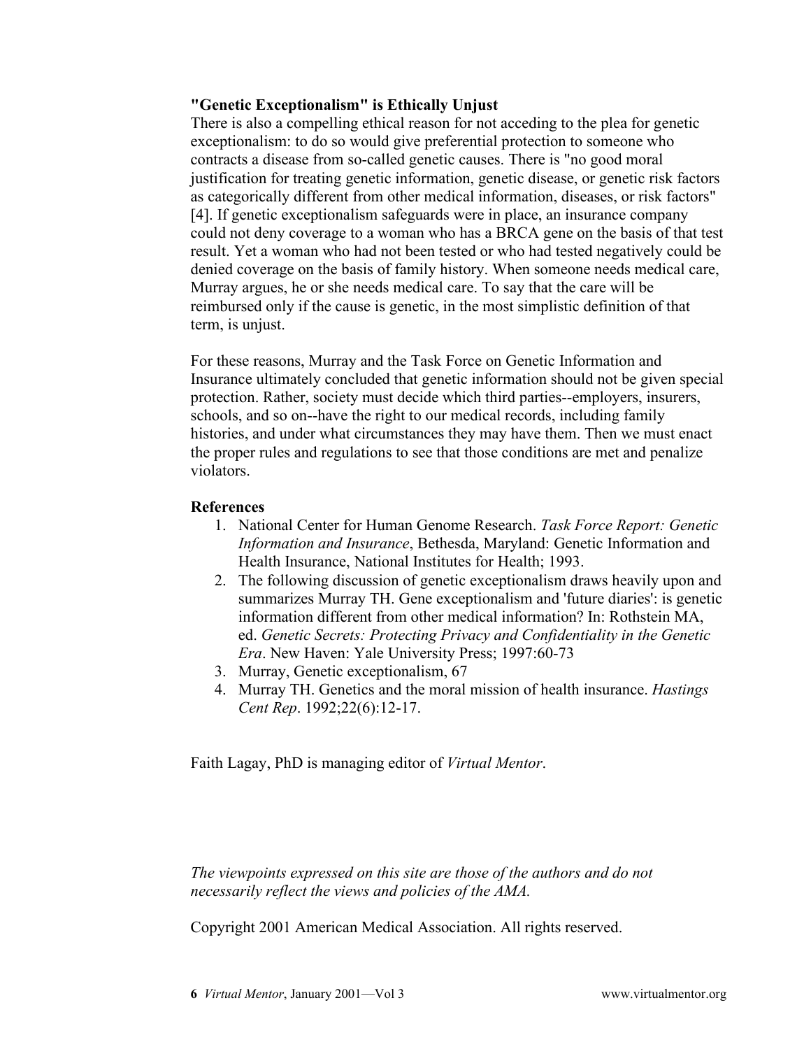**"Genetic Exceptionalism" is Ethically Unjust**

There is also a compelling ethical reason for not acceding to the plea for genetic exceptionalism: to do so would give preferential protection to someone who contracts a disease from so-called genetic causes. There is "no good moral justification for treating genetic information, genetic disease, or genetic risk factors as categorically different from other medical information, diseases, or risk factors" [4]. If genetic exceptionalism safeguards were in place, an insurance company could not deny coverage to a woman who has a BRCA gene on the basis of that test result. Yet a woman who had not been tested or who had tested negatively could be denied coverage on the basis of family history. When someone needs medical care, Murray argues, he or she needs medical care. To say that the care will be reimbursed only if the cause is genetic, in the most simplistic definition of that term, is unjust.

For these reasons, Murray and the Task Force on Genetic Information and Insurance ultimately concluded that genetic information should not be given special protection. Rather, society must decide which third parties--employers, insurers, schools, and so on--have the right to our medical records, including family histories, and under what circumstances they may have them. Then we must enact the proper rules and regulations to see that those conditions are met and penalize violators.

**References**

1. National Center for Human Genome Research. *Task Force Report: Genetic Information and Insurance*, Bethesda, Maryland: Genetic Information and Health Insurance, National Institutes for Health; 1993.
2. The following discussion of genetic exceptionalism draws heavily upon and summarizes Murray TH. Gene exceptionalism and 'future diaries': is genetic information different from other medical information? In: Rothstein MA, ed. *Genetic Secrets: Protecting Privacy and Confidentiality in the Genetic Era*. New Haven: Yale University Press; 1997:60-73
3. Murray, Genetic exceptionalism, 67
4. Murray TH. Genetics and the moral mission of health insurance. *Hastings Cent Rep*. 1992;22(6):12-17.

Faith Lagay, PhD is managing editor of *Virtual Mentor*.

*The viewpoints expressed on this site are those of the authors and do not necessarily reflect the views and policies of the AMA.*

Copyright 2001 American Medical Association. All rights reserved.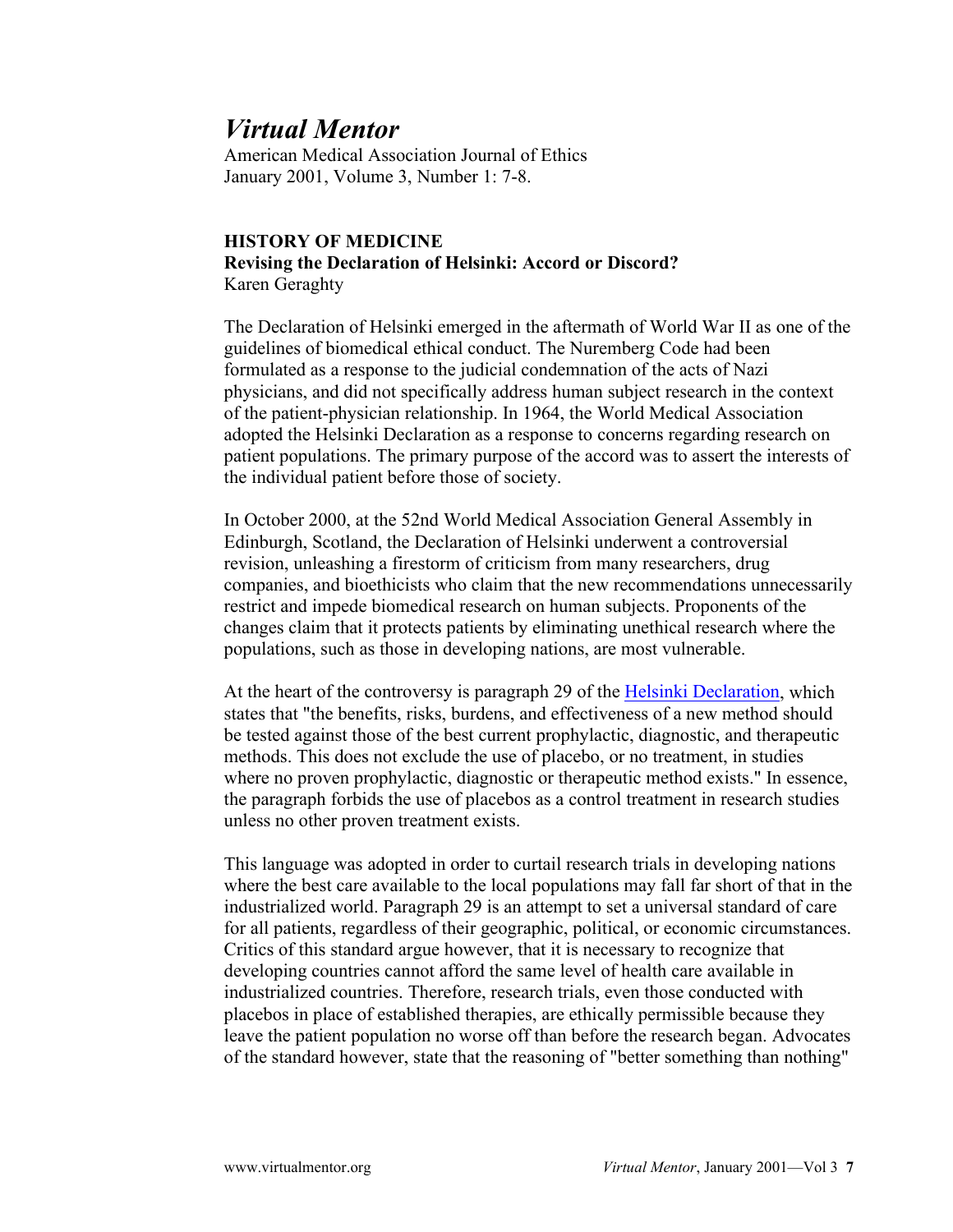# *Virtual Mentor*

American Medical Association Journal of Ethics
January 2001, Volume 3, Number 1: 7-8.

**HISTORY OF MEDICINE**
**Revising the Declaration of Helsinki: Accord or Discord?**
Karen Geraghty

The Declaration of Helsinki emerged in the aftermath of World War II as one of the guidelines of biomedical ethical conduct. The Nuremberg Code had been formulated as a response to the judicial condemnation of the acts of Nazi physicians, and did not specifically address human subject research in the context of the patient-physician relationship. In 1964, the World Medical Association adopted the Helsinki Declaration as a response to concerns regarding research on patient populations. The primary purpose of the accord was to assert the interests of the individual patient before those of society.

In October 2000, at the 52nd World Medical Association General Assembly in Edinburgh, Scotland, the Declaration of Helsinki underwent a controversial revision, unleashing a firestorm of criticism from many researchers, drug companies, and bioethicists who claim that the new recommendations unnecessarily restrict and impede biomedical research on human subjects. Proponents of the changes claim that it protects patients by eliminating unethical research where the populations, such as those in developing nations, are most vulnerable.

At the heart of the controversy is paragraph 29 of the Helsinki Declaration, which states that "the benefits, risks, burdens, and effectiveness of a new method should be tested against those of the best current prophylactic, diagnostic, and therapeutic methods. This does not exclude the use of placebo, or no treatment, in studies where no proven prophylactic, diagnostic or therapeutic method exists." In essence, the paragraph forbids the use of placebos as a control treatment in research studies unless no other proven treatment exists.

This language was adopted in order to curtail research trials in developing nations where the best care available to the local populations may fall far short of that in the industrialized world. Paragraph 29 is an attempt to set a universal standard of care for all patients, regardless of their geographic, political, or economic circumstances. Critics of this standard argue however, that it is necessary to recognize that developing countries cannot afford the same level of health care available in industrialized countries. Therefore, research trials, even those conducted with placebos in place of established therapies, are ethically permissible because they leave the patient population no worse off than before the research began. Advocates of the standard however, state that the reasoning of "better something than nothing"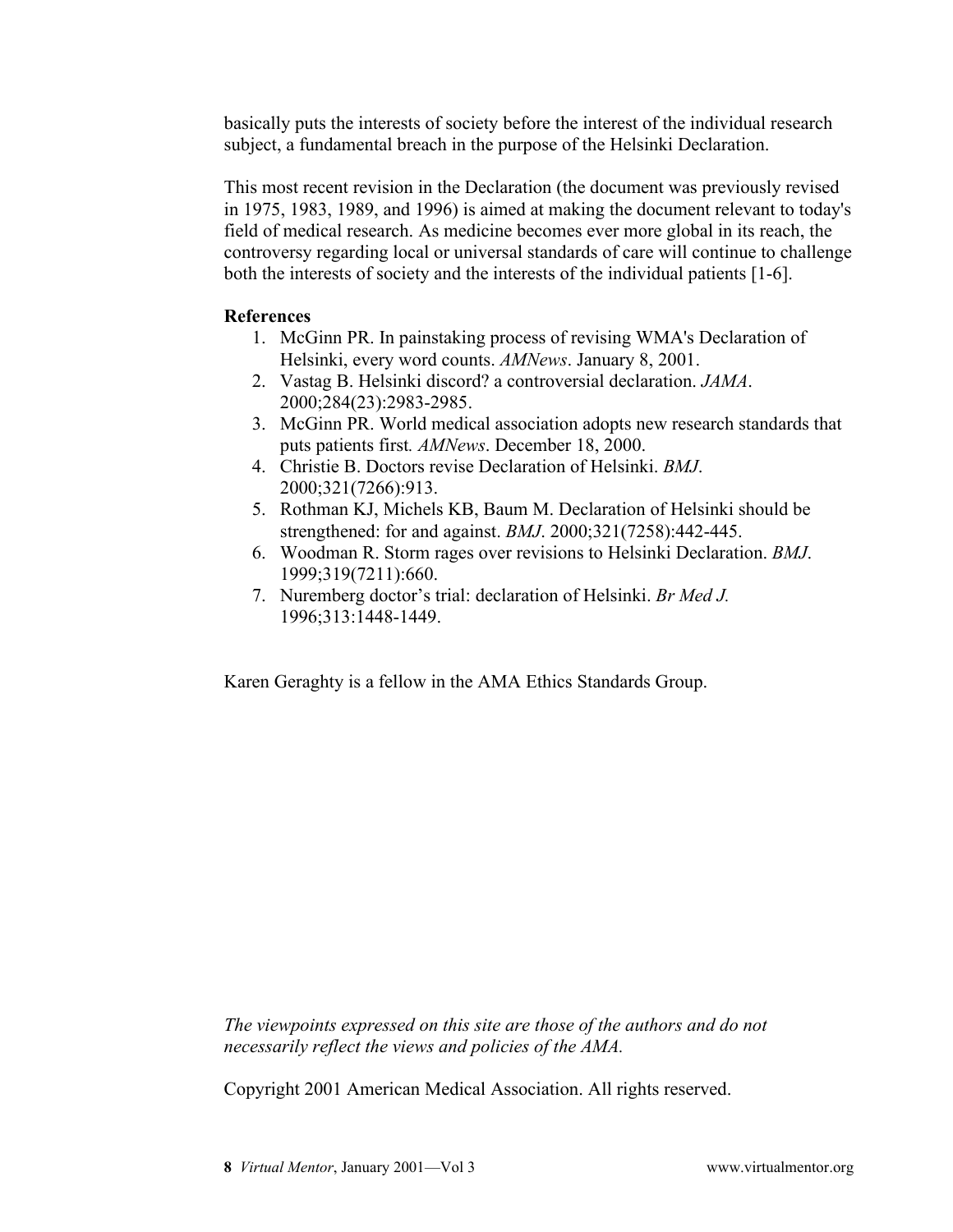basically puts the interests of society before the interest of the individual research subject, a fundamental breach in the purpose of the Helsinki Declaration.

This most recent revision in the Declaration (the document was previously revised in 1975, 1983, 1989, and 1996) is aimed at making the document relevant to today's field of medical research. As medicine becomes ever more global in its reach, the controversy regarding local or universal standards of care will continue to challenge both the interests of society and the interests of the individual patients [1-6].

**References**

1. McGinn PR. In painstaking process of revising WMA's Declaration of Helsinki, every word counts. *AMNews*. January 8, 2001.
2. Vastag B. Helsinki discord? a controversial declaration. *JAMA*. 2000;284(23):2983-2985.
3. McGinn PR. World medical association adopts new research standards that puts patients first. *AMNews*. December 18, 2000.
4. Christie B. Doctors revise Declaration of Helsinki. *BMJ*. 2000;321(7266):913.
5. Rothman KJ, Michels KB, Baum M. Declaration of Helsinki should be strengthened: for and against. *BMJ*. 2000;321(7258):442-445.
6. Woodman R. Storm rages over revisions to Helsinki Declaration. *BMJ*. 1999;319(7211):660.
7. Nuremberg doctor's trial: declaration of Helsinki. *Br Med J.* 1996;313:1448-1449.

Karen Geraghty is a fellow in the AMA Ethics Standards Group.

*The viewpoints expressed on this site are those of the authors and do not necessarily reflect the views and policies of the AMA.*

Copyright 2001 American Medical Association. All rights reserved.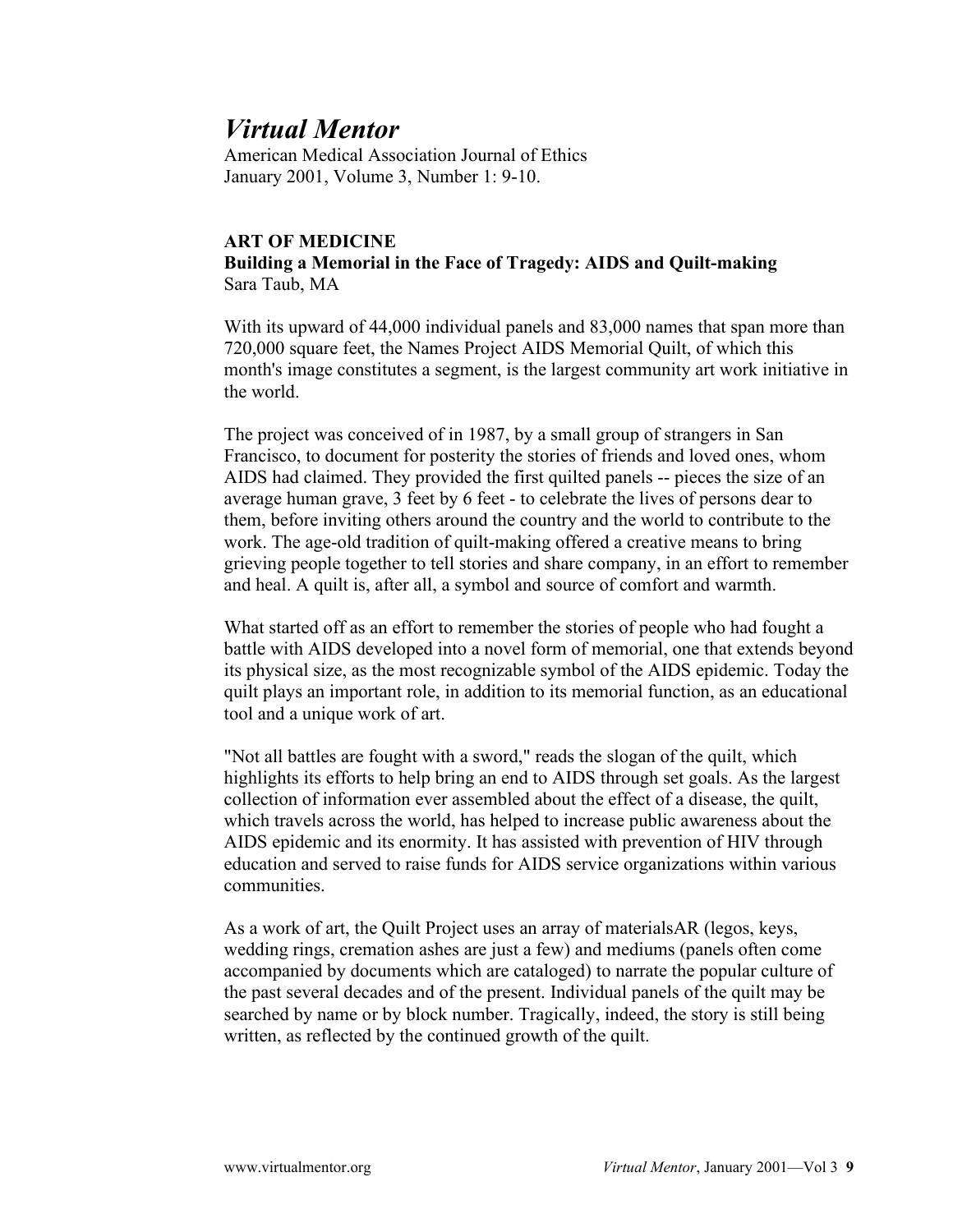# *Virtual Mentor*

American Medical Association Journal of Ethics
January 2001, Volume 3, Number 1: 9-10.

**ART OF MEDICINE**
**Building a Memorial in the Face of Tragedy: AIDS and Quilt-making**
Sara Taub, MA

With its upward of 44,000 individual panels and 83,000 names that span more than 720,000 square feet, the Names Project AIDS Memorial Quilt, of which this month's image constitutes a segment, is the largest community art work initiative in the world.

The project was conceived of in 1987, by a small group of strangers in San Francisco, to document for posterity the stories of friends and loved ones, whom AIDS had claimed. They provided the first quilted panels -- pieces the size of an average human grave, 3 feet by 6 feet - to celebrate the lives of persons dear to them, before inviting others around the country and the world to contribute to the work. The age-old tradition of quilt-making offered a creative means to bring grieving people together to tell stories and share company, in an effort to remember and heal. A quilt is, after all, a symbol and source of comfort and warmth.

What started off as an effort to remember the stories of people who had fought a battle with AIDS developed into a novel form of memorial, one that extends beyond its physical size, as the most recognizable symbol of the AIDS epidemic. Today the quilt plays an important role, in addition to its memorial function, as an educational tool and a unique work of art.

"Not all battles are fought with a sword," reads the slogan of the quilt, which highlights its efforts to help bring an end to AIDS through set goals. As the largest collection of information ever assembled about the effect of a disease, the quilt, which travels across the world, has helped to increase public awareness about the AIDS epidemic and its enormity. It has assisted with prevention of HIV through education and served to raise funds for AIDS service organizations within various communities.

As a work of art, the Quilt Project uses an array of materialsAR (legos, keys, wedding rings, cremation ashes are just a few) and mediums (panels often come accompanied by documents which are cataloged) to narrate the popular culture of the past several decades and of the present. Individual panels of the quilt may be searched by name or by block number. Tragically, indeed, the story is still being written, as reflected by the continued growth of the quilt.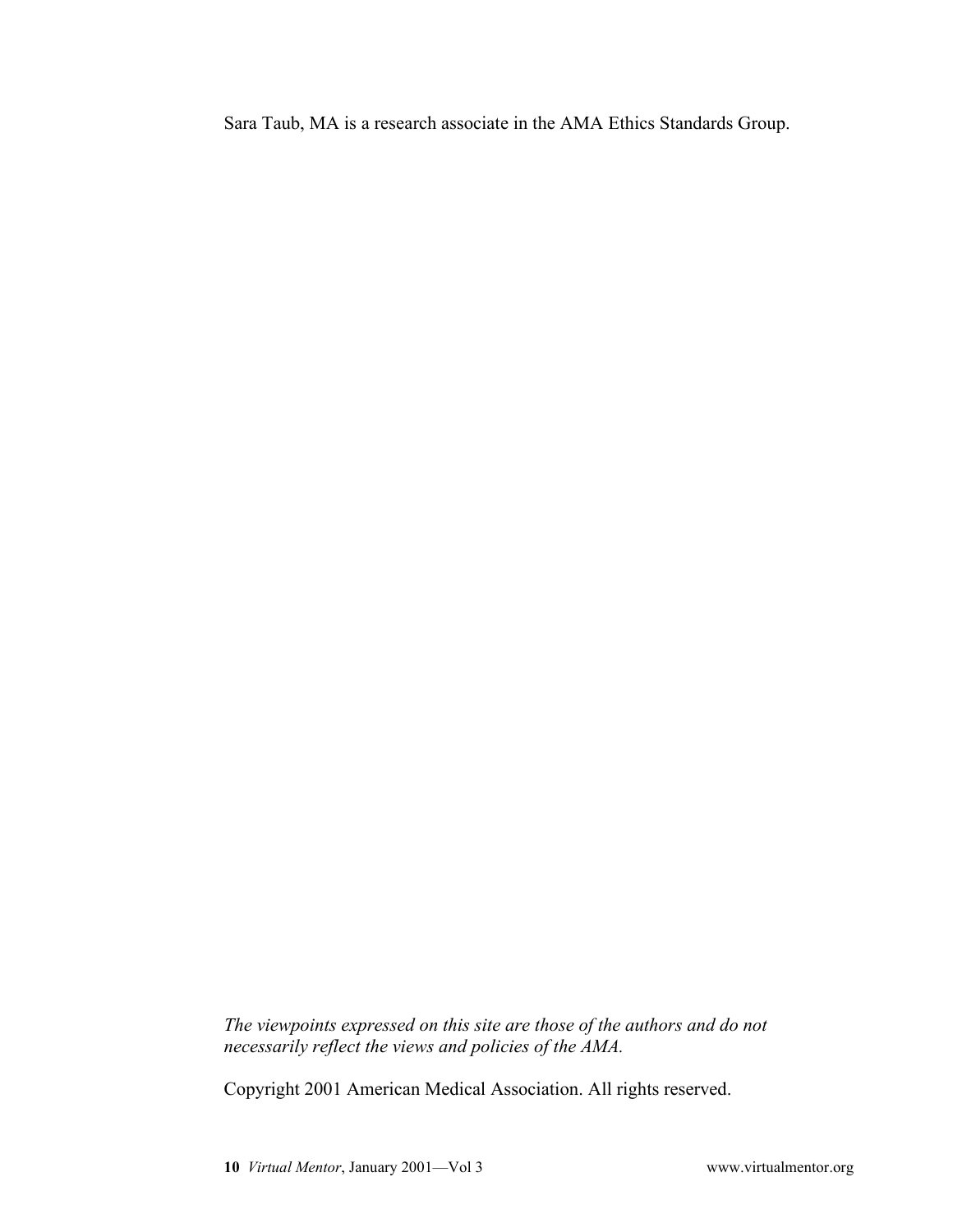Sara Taub, MA is a research associate in the AMA Ethics Standards Group.

*The viewpoints expressed on this site are those of the authors and do not necessarily reflect the views and policies of the AMA.*

Copyright 2001 American Medical Association. All rights reserved.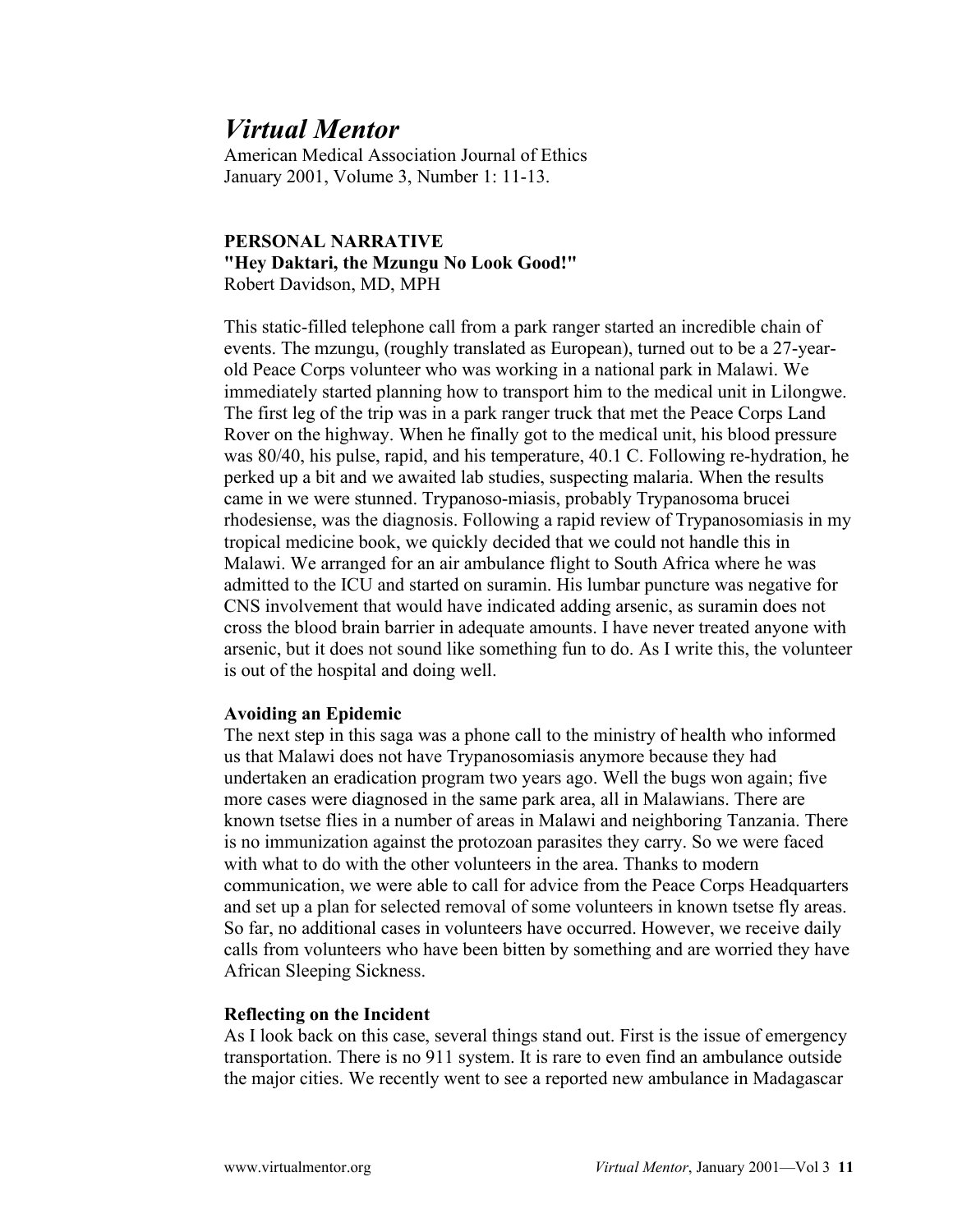# *Virtual Mentor*

American Medical Association Journal of Ethics
January 2001, Volume 3, Number 1: 11-13.

**PERSONAL NARRATIVE**
**"Hey Daktari, the Mzungu No Look Good!"**
Robert Davidson, MD, MPH

This static-filled telephone call from a park ranger started an incredible chain of events. The mzungu, (roughly translated as European), turned out to be a 27-year-old Peace Corps volunteer who was working in a national park in Malawi. We immediately started planning how to transport him to the medical unit in Lilongwe. The first leg of the trip was in a park ranger truck that met the Peace Corps Land Rover on the highway. When he finally got to the medical unit, his blood pressure was 80/40, his pulse, rapid, and his temperature, 40.1 C. Following re-hydration, he perked up a bit and we awaited lab studies, suspecting malaria. When the results came in we were stunned. Trypanoso-miasis, probably Trypanosoma brucei rhodesiense, was the diagnosis. Following a rapid review of Trypanosomiasis in my tropical medicine book, we quickly decided that we could not handle this in Malawi. We arranged for an air ambulance flight to South Africa where he was admitted to the ICU and started on suramin. His lumbar puncture was negative for CNS involvement that would have indicated adding arsenic, as suramin does not cross the blood brain barrier in adequate amounts. I have never treated anyone with arsenic, but it does not sound like something fun to do. As I write this, the volunteer is out of the hospital and doing well.

**Avoiding an Epidemic**

The next step in this saga was a phone call to the ministry of health who informed us that Malawi does not have Trypanosomiasis anymore because they had undertaken an eradication program two years ago. Well the bugs won again; five more cases were diagnosed in the same park area, all in Malawians. There are known tsetse flies in a number of areas in Malawi and neighboring Tanzania. There is no immunization against the protozoan parasites they carry. So we were faced with what to do with the other volunteers in the area. Thanks to modern communication, we were able to call for advice from the Peace Corps Headquarters and set up a plan for selected removal of some volunteers in known tsetse fly areas. So far, no additional cases in volunteers have occurred. However, we receive daily calls from volunteers who have been bitten by something and are worried they have African Sleeping Sickness.

**Reflecting on the Incident**

As I look back on this case, several things stand out. First is the issue of emergency transportation. There is no 911 system. It is rare to even find an ambulance outside the major cities. We recently went to see a reported new ambulance in Madagascar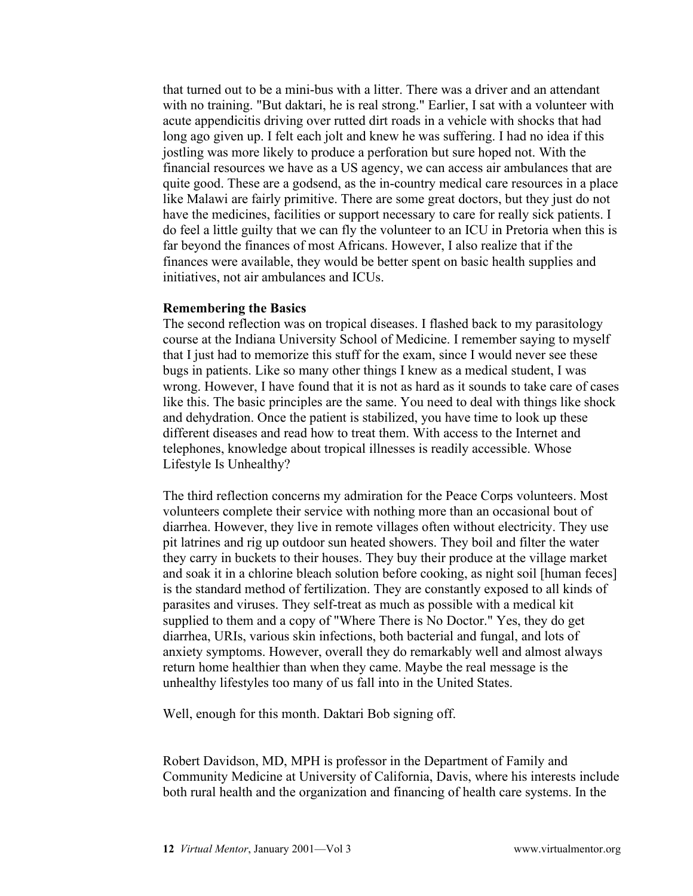that turned out to be a mini-bus with a litter. There was a driver and an attendant with no training. "But daktari, he is real strong." Earlier, I sat with a volunteer with acute appendicitis driving over rutted dirt roads in a vehicle with shocks that had long ago given up. I felt each jolt and knew he was suffering. I had no idea if this jostling was more likely to produce a perforation but sure hoped not. With the financial resources we have as a US agency, we can access air ambulances that are quite good. These are a godsend, as the in-country medical care resources in a place like Malawi are fairly primitive. There are some great doctors, but they just do not have the medicines, facilities or support necessary to care for really sick patients. I do feel a little guilty that we can fly the volunteer to an ICU in Pretoria when this is far beyond the finances of most Africans. However, I also realize that if the finances were available, they would be better spent on basic health supplies and initiatives, not air ambulances and ICUs.

**Remembering the Basics**

The second reflection was on tropical diseases. I flashed back to my parasitology course at the Indiana University School of Medicine. I remember saying to myself that I just had to memorize this stuff for the exam, since I would never see these bugs in patients. Like so many other things I knew as a medical student, I was wrong. However, I have found that it is not as hard as it sounds to take care of cases like this. The basic principles are the same. You need to deal with things like shock and dehydration. Once the patient is stabilized, you have time to look up these different diseases and read how to treat them. With access to the Internet and telephones, knowledge about tropical illnesses is readily accessible. Whose Lifestyle Is Unhealthy?

The third reflection concerns my admiration for the Peace Corps volunteers. Most volunteers complete their service with nothing more than an occasional bout of diarrhea. However, they live in remote villages often without electricity. They use pit latrines and rig up outdoor sun heated showers. They boil and filter the water they carry in buckets to their houses. They buy their produce at the village market and soak it in a chlorine bleach solution before cooking, as night soil [human feces] is the standard method of fertilization. They are constantly exposed to all kinds of parasites and viruses. They self-treat as much as possible with a medical kit supplied to them and a copy of "Where There is No Doctor." Yes, they do get diarrhea, URIs, various skin infections, both bacterial and fungal, and lots of anxiety symptoms. However, overall they do remarkably well and almost always return home healthier than when they came. Maybe the real message is the unhealthy lifestyles too many of us fall into in the United States.

Well, enough for this month. Daktari Bob signing off.

Robert Davidson, MD, MPH is professor in the Department of Family and Community Medicine at University of California, Davis, where his interests include both rural health and the organization and financing of health care systems. In the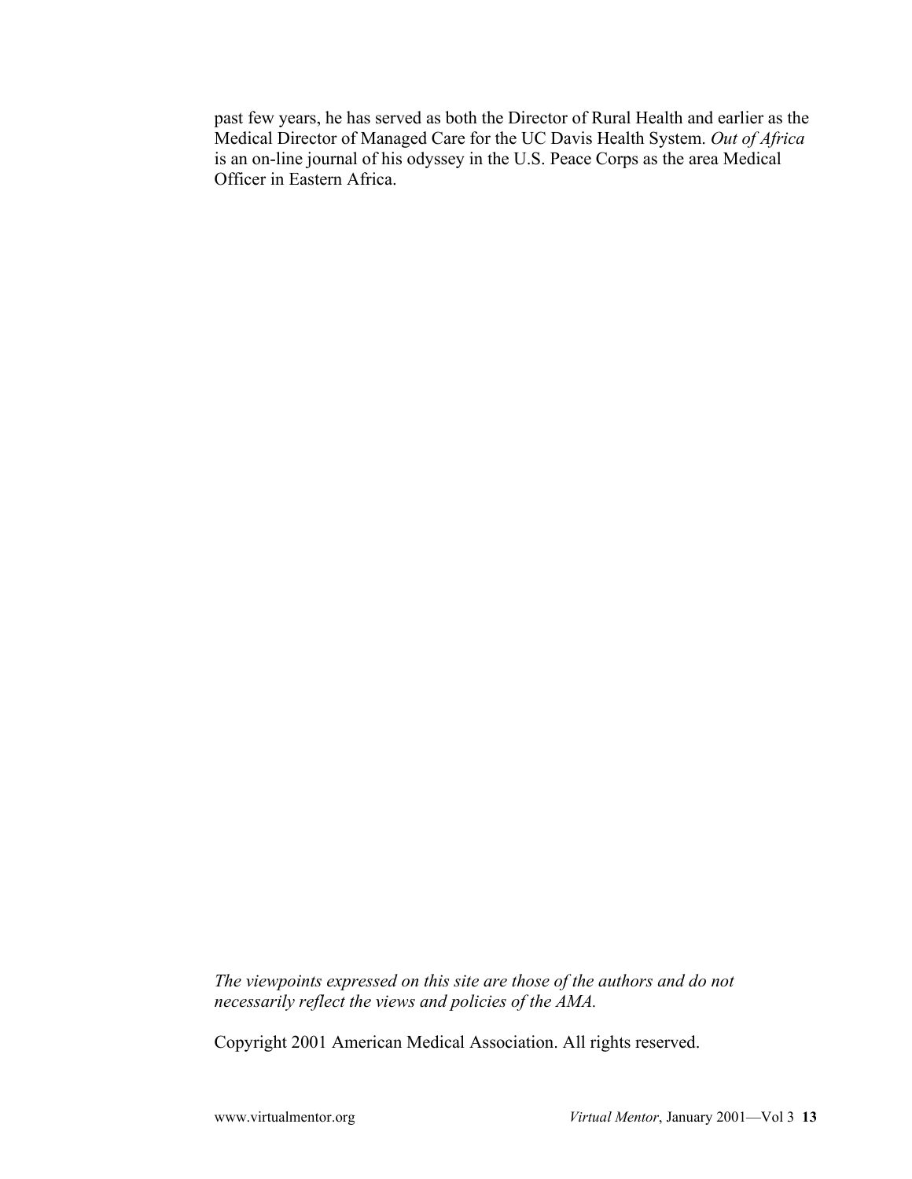past few years, he has served as both the Director of Rural Health and earlier as the Medical Director of Managed Care for the UC Davis Health System. *Out of Africa* is an on-line journal of his odyssey in the U.S. Peace Corps as the area Medical Officer in Eastern Africa.

*The viewpoints expressed on this site are those of the authors and do not necessarily reflect the views and policies of the AMA.*

Copyright 2001 American Medical Association. All rights reserved.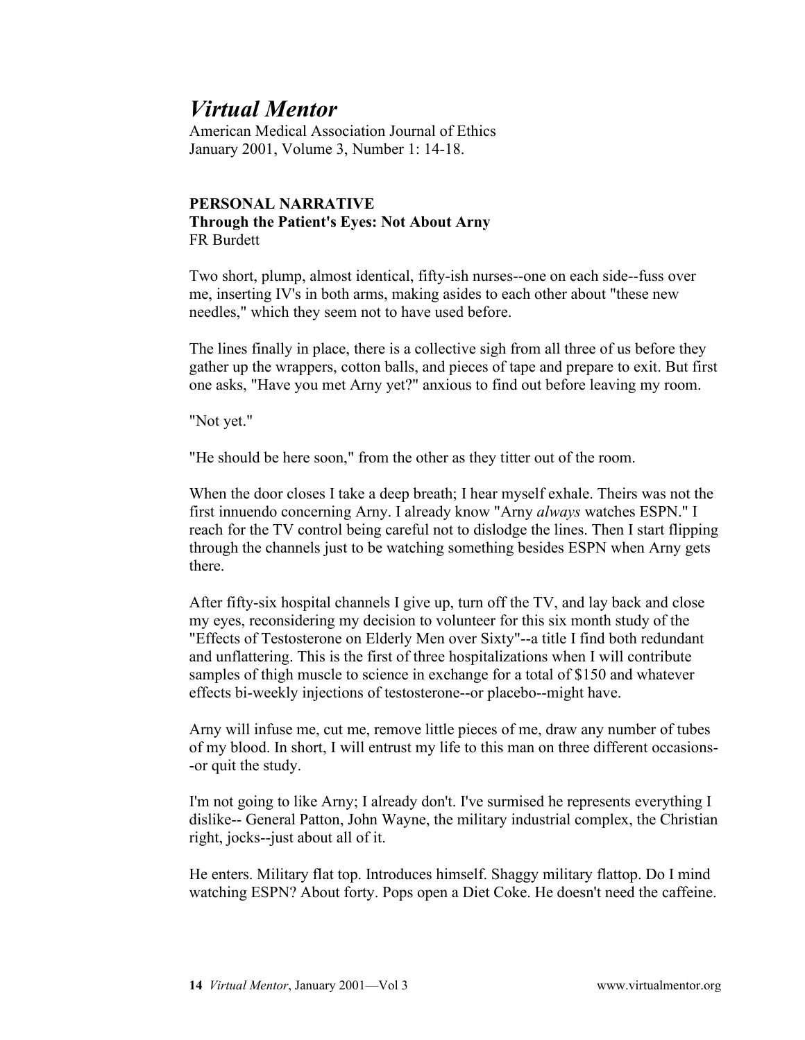# *Virtual Mentor*

American Medical Association Journal of Ethics
January 2001, Volume 3, Number 1: 14-18.

**PERSONAL NARRATIVE**
**Through the Patient's Eyes: Not About Arny**
FR Burdett

Two short, plump, almost identical, fifty-ish nurses--one on each side--fuss over me, inserting IV's in both arms, making asides to each other about "these new needles," which they seem not to have used before.

The lines finally in place, there is a collective sigh from all three of us before they gather up the wrappers, cotton balls, and pieces of tape and prepare to exit. But first one asks, "Have you met Arny yet?" anxious to find out before leaving my room.

"Not yet."

"He should be here soon," from the other as they titter out of the room.

When the door closes I take a deep breath; I hear myself exhale. Theirs was not the first innuendo concerning Arny. I already know "Arny *always* watches ESPN." I reach for the TV control being careful not to dislodge the lines. Then I start flipping through the channels just to be watching something besides ESPN when Arny gets there.

After fifty-six hospital channels I give up, turn off the TV, and lay back and close my eyes, reconsidering my decision to volunteer for this six month study of the "Effects of Testosterone on Elderly Men over Sixty"--a title I find both redundant and unflattering. This is the first of three hospitalizations when I will contribute samples of thigh muscle to science in exchange for a total of $150 and whatever effects bi-weekly injections of testosterone--or placebo--might have.

Arny will infuse me, cut me, remove little pieces of me, draw any number of tubes of my blood. In short, I will entrust my life to this man on three different occasions--or quit the study.

I'm not going to like Arny; I already don't. I've surmised he represents everything I dislike-- General Patton, John Wayne, the military industrial complex, the Christian right, jocks--just about all of it.

He enters. Military flat top. Introduces himself. Shaggy military flattop. Do I mind watching ESPN? About forty. Pops open a Diet Coke. He doesn't need the caffeine.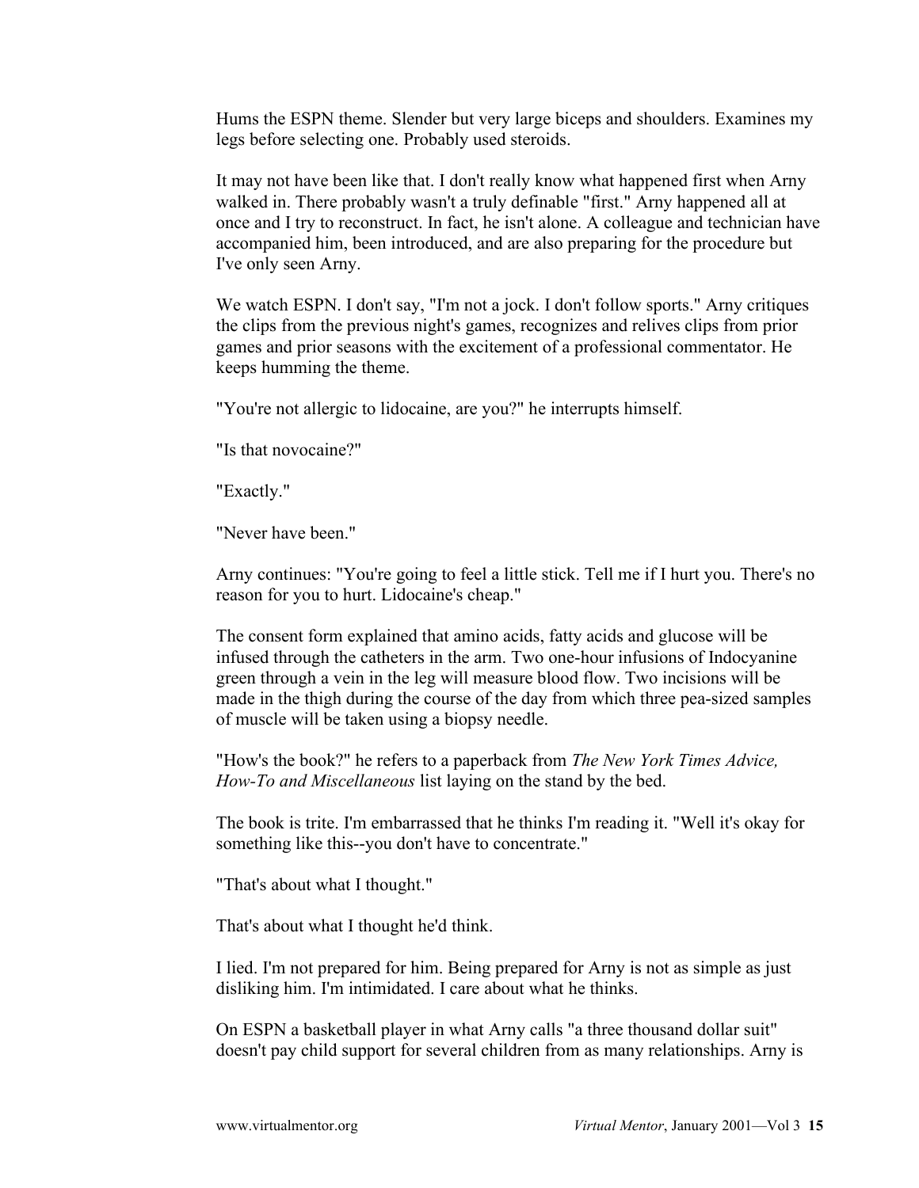Hums the ESPN theme. Slender but very large biceps and shoulders. Examines my legs before selecting one. Probably used steroids.

It may not have been like that. I don't really know what happened first when Arny walked in. There probably wasn't a truly definable "first." Arny happened all at once and I try to reconstruct. In fact, he isn't alone. A colleague and technician have accompanied him, been introduced, and are also preparing for the procedure but I've only seen Arny.

We watch ESPN. I don't say, "I'm not a jock. I don't follow sports." Arny critiques the clips from the previous night's games, recognizes and relives clips from prior games and prior seasons with the excitement of a professional commentator. He keeps humming the theme.

"You're not allergic to lidocaine, are you?" he interrupts himself.

"Is that novocaine?"

"Exactly."

"Never have been."

Arny continues: "You're going to feel a little stick. Tell me if I hurt you. There's no reason for you to hurt. Lidocaine's cheap."

The consent form explained that amino acids, fatty acids and glucose will be infused through the catheters in the arm. Two one-hour infusions of Indocyanine green through a vein in the leg will measure blood flow. Two incisions will be made in the thigh during the course of the day from which three pea-sized samples of muscle will be taken using a biopsy needle.

"How's the book?" he refers to a paperback from *The New York Times Advice, How-To and Miscellaneous* list laying on the stand by the bed.

The book is trite. I'm embarrassed that he thinks I'm reading it. "Well it's okay for something like this--you don't have to concentrate."

"That's about what I thought."

That's about what I thought he'd think.

I lied. I'm not prepared for him. Being prepared for Arny is not as simple as just disliking him. I'm intimidated. I care about what he thinks.

On ESPN a basketball player in what Arny calls "a three thousand dollar suit" doesn't pay child support for several children from as many relationships. Arny is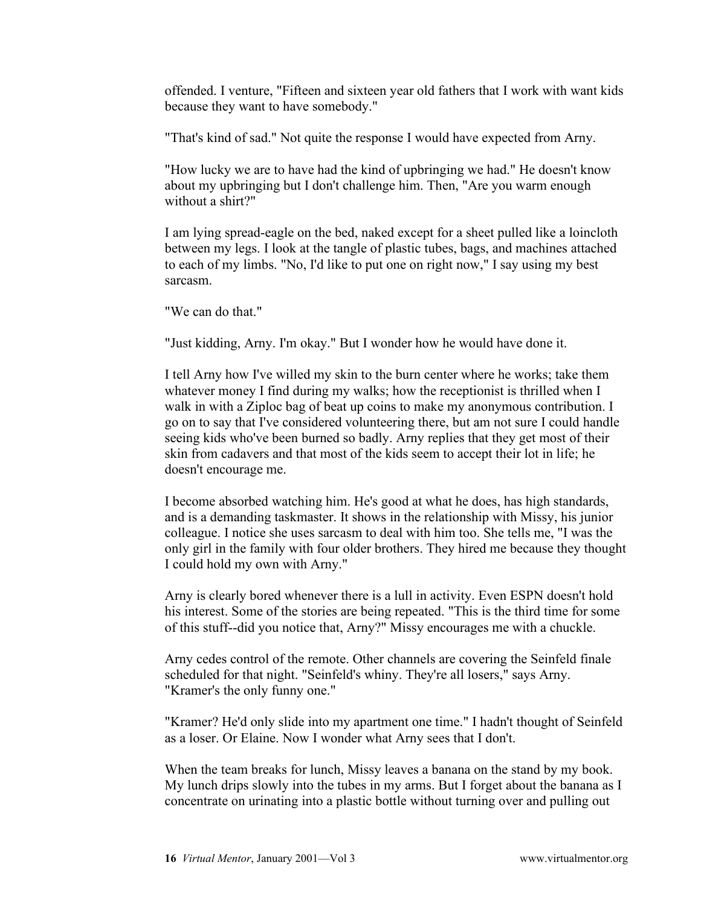offended. I venture, "Fifteen and sixteen year old fathers that I work with want kids because they want to have somebody."

"That's kind of sad." Not quite the response I would have expected from Arny.

"How lucky we are to have had the kind of upbringing we had." He doesn't know about my upbringing but I don't challenge him. Then, "Are you warm enough without a shirt?"

I am lying spread-eagle on the bed, naked except for a sheet pulled like a loincloth between my legs. I look at the tangle of plastic tubes, bags, and machines attached to each of my limbs. "No, I'd like to put one on right now," I say using my best sarcasm.

"We can do that."

"Just kidding, Arny. I'm okay." But I wonder how he would have done it.

I tell Arny how I've willed my skin to the burn center where he works; take them whatever money I find during my walks; how the receptionist is thrilled when I walk in with a Ziploc bag of beat up coins to make my anonymous contribution. I go on to say that I've considered volunteering there, but am not sure I could handle seeing kids who've been burned so badly. Arny replies that they get most of their skin from cadavers and that most of the kids seem to accept their lot in life; he doesn't encourage me.

I become absorbed watching him. He's good at what he does, has high standards, and is a demanding taskmaster. It shows in the relationship with Missy, his junior colleague. I notice she uses sarcasm to deal with him too. She tells me, "I was the only girl in the family with four older brothers. They hired me because they thought I could hold my own with Arny."

Arny is clearly bored whenever there is a lull in activity. Even ESPN doesn't hold his interest. Some of the stories are being repeated. "This is the third time for some of this stuff--did you notice that, Arny?" Missy encourages me with a chuckle.

Arny cedes control of the remote. Other channels are covering the Seinfeld finale scheduled for that night. "Seinfeld's whiny. They're all losers," says Arny. "Kramer's the only funny one."

"Kramer? He'd only slide into my apartment one time." I hadn't thought of Seinfeld as a loser. Or Elaine. Now I wonder what Arny sees that I don't.

When the team breaks for lunch, Missy leaves a banana on the stand by my book. My lunch drips slowly into the tubes in my arms. But I forget about the banana as I concentrate on urinating into a plastic bottle without turning over and pulling out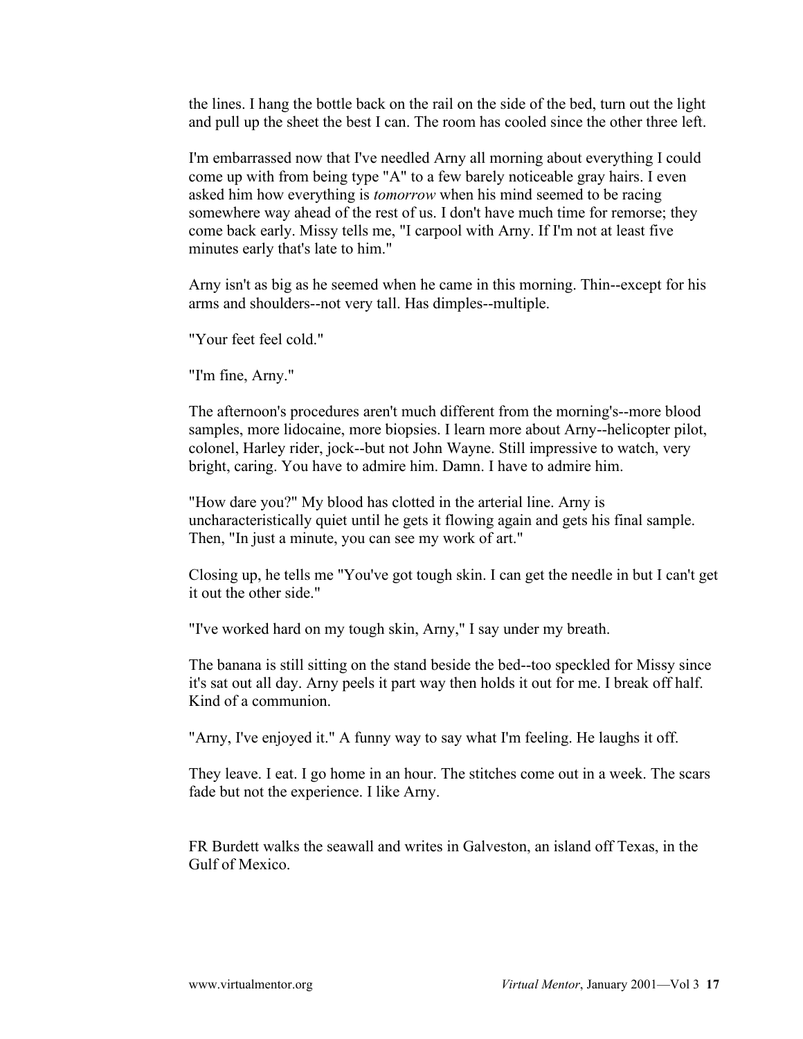the lines. I hang the bottle back on the rail on the side of the bed, turn out the light and pull up the sheet the best I can. The room has cooled since the other three left.

I'm embarrassed now that I've needled Arny all morning about everything I could come up with from being type "A" to a few barely noticeable gray hairs. I even asked him how everything is *tomorrow* when his mind seemed to be racing somewhere way ahead of the rest of us. I don't have much time for remorse; they come back early. Missy tells me, "I carpool with Arny. If I'm not at least five minutes early that's late to him."

Arny isn't as big as he seemed when he came in this morning. Thin--except for his arms and shoulders--not very tall. Has dimples--multiple.

"Your feet feel cold."

"I'm fine, Arny."

The afternoon's procedures aren't much different from the morning's--more blood samples, more lidocaine, more biopsies. I learn more about Arny--helicopter pilot, colonel, Harley rider, jock--but not John Wayne. Still impressive to watch, very bright, caring. You have to admire him. Damn. I have to admire him.

"How dare you?" My blood has clotted in the arterial line. Arny is uncharacteristically quiet until he gets it flowing again and gets his final sample. Then, "In just a minute, you can see my work of art."

Closing up, he tells me "You've got tough skin. I can get the needle in but I can't get it out the other side."

"I've worked hard on my tough skin, Arny," I say under my breath.

The banana is still sitting on the stand beside the bed--too speckled for Missy since it's sat out all day. Arny peels it part way then holds it out for me. I break off half. Kind of a communion.

"Arny, I've enjoyed it." A funny way to say what I'm feeling. He laughs it off.

They leave. I eat. I go home in an hour. The stitches come out in a week. The scars fade but not the experience. I like Arny.

FR Burdett walks the seawall and writes in Galveston, an island off Texas, in the Gulf of Mexico.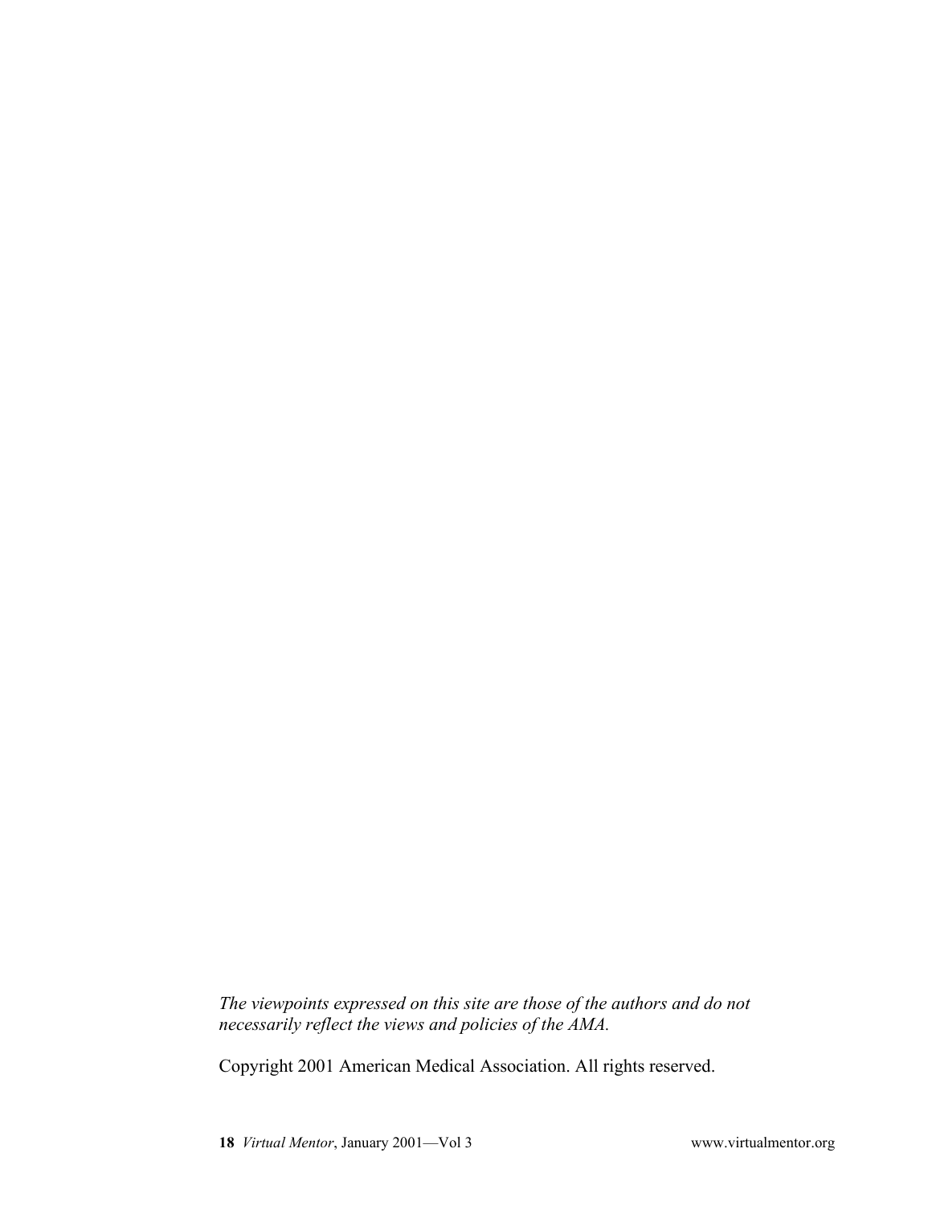*The viewpoints expressed on this site are those of the authors and do not necessarily reflect the views and policies of the AMA.*

Copyright 2001 American Medical Association. All rights reserved.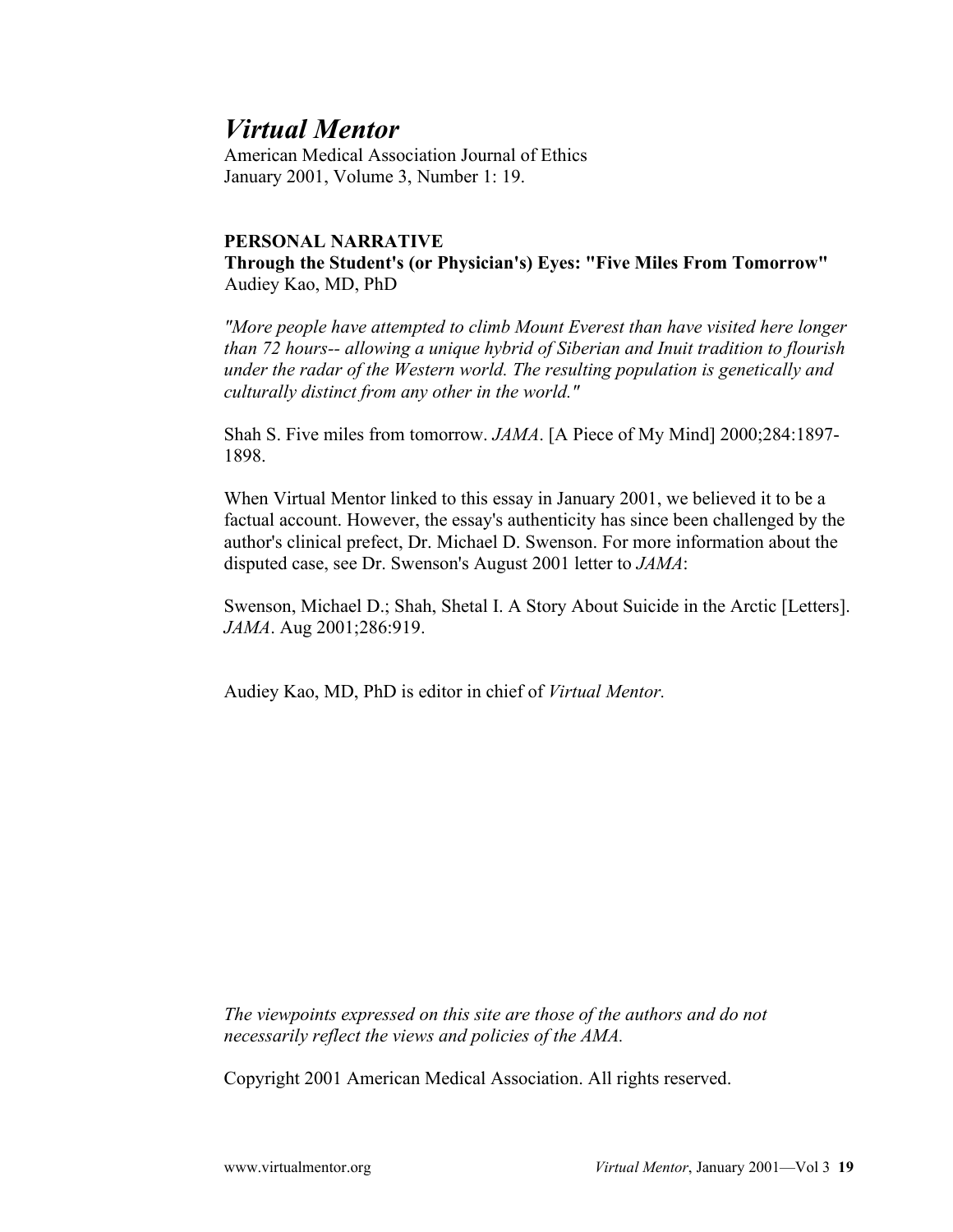# *Virtual Mentor*

American Medical Association Journal of Ethics
January 2001, Volume 3, Number 1: 19.

**PERSONAL NARRATIVE**
**Through the Student's (or Physician's) Eyes: "Five Miles From Tomorrow"**
Audiey Kao, MD, PhD

*"More people have attempted to climb Mount Everest than have visited here longer than 72 hours-- allowing a unique hybrid of Siberian and Inuit tradition to flourish under the radar of the Western world. The resulting population is genetically and culturally distinct from any other in the world."*

Shah S. Five miles from tomorrow. *JAMA*. [A Piece of My Mind] 2000;284:1897-1898.

When Virtual Mentor linked to this essay in January 2001, we believed it to be a factual account. However, the essay's authenticity has since been challenged by the author's clinical prefect, Dr. Michael D. Swenson. For more information about the disputed case, see Dr. Swenson's August 2001 letter to *JAMA*:

Swenson, Michael D.; Shah, Shetal I. A Story About Suicide in the Arctic [Letters]. *JAMA*. Aug 2001;286:919.

Audiey Kao, MD, PhD is editor in chief of *Virtual Mentor.*

*The viewpoints expressed on this site are those of the authors and do not necessarily reflect the views and policies of the AMA.*

Copyright 2001 American Medical Association. All rights reserved.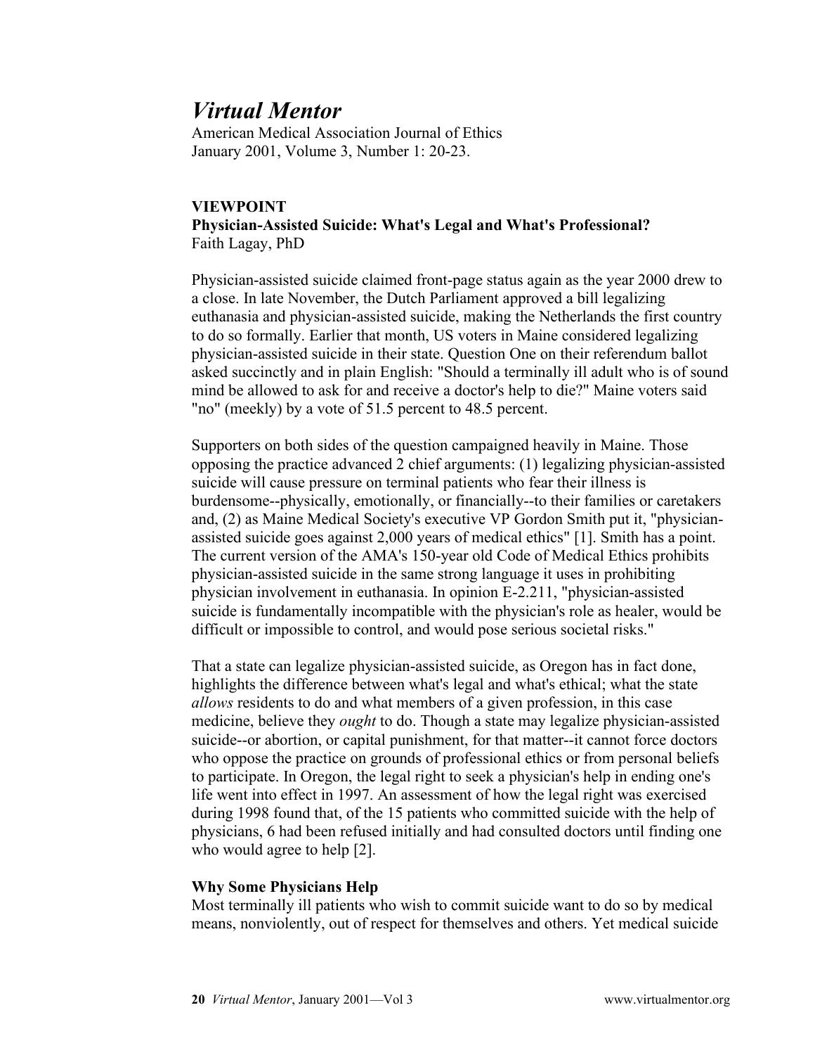# *Virtual Mentor*

American Medical Association Journal of Ethics
January 2001, Volume 3, Number 1: 20-23.

**VIEWPOINT**
**Physician-Assisted Suicide: What's Legal and What's Professional?**
Faith Lagay, PhD

Physician-assisted suicide claimed front-page status again as the year 2000 drew to a close. In late November, the Dutch Parliament approved a bill legalizing euthanasia and physician-assisted suicide, making the Netherlands the first country to do so formally. Earlier that month, US voters in Maine considered legalizing physician-assisted suicide in their state. Question One on their referendum ballot asked succinctly and in plain English: "Should a terminally ill adult who is of sound mind be allowed to ask for and receive a doctor's help to die?" Maine voters said "no" (meekly) by a vote of 51.5 percent to 48.5 percent.

Supporters on both sides of the question campaigned heavily in Maine. Those opposing the practice advanced 2 chief arguments: (1) legalizing physician-assisted suicide will cause pressure on terminal patients who fear their illness is burdensome--physically, emotionally, or financially--to their families or caretakers and, (2) as Maine Medical Society's executive VP Gordon Smith put it, "physician-assisted suicide goes against 2,000 years of medical ethics" [1]. Smith has a point. The current version of the AMA's 150-year old Code of Medical Ethics prohibits physician-assisted suicide in the same strong language it uses in prohibiting physician involvement in euthanasia. In opinion E-2.211, "physician-assisted suicide is fundamentally incompatible with the physician's role as healer, would be difficult or impossible to control, and would pose serious societal risks."

That a state can legalize physician-assisted suicide, as Oregon has in fact done, highlights the difference between what's legal and what's ethical; what the state *allows* residents to do and what members of a given profession, in this case medicine, believe they *ought* to do. Though a state may legalize physician-assisted suicide--or abortion, or capital punishment, for that matter--it cannot force doctors who oppose the practice on grounds of professional ethics or from personal beliefs to participate. In Oregon, the legal right to seek a physician's help in ending one's life went into effect in 1997. An assessment of how the legal right was exercised during 1998 found that, of the 15 patients who committed suicide with the help of physicians, 6 had been refused initially and had consulted doctors until finding one who would agree to help [2].

**Why Some Physicians Help**

Most terminally ill patients who wish to commit suicide want to do so by medical means, nonviolently, out of respect for themselves and others. Yet medical suicide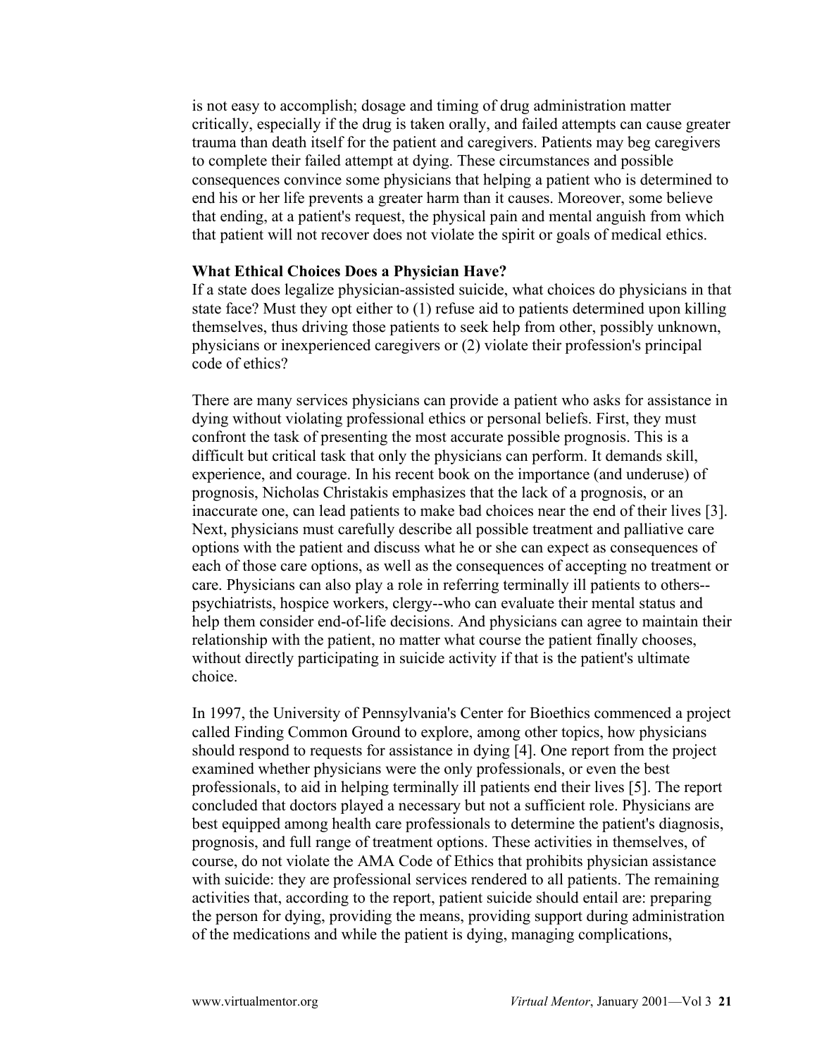is not easy to accomplish; dosage and timing of drug administration matter critically, especially if the drug is taken orally, and failed attempts can cause greater trauma than death itself for the patient and caregivers. Patients may beg caregivers to complete their failed attempt at dying. These circumstances and possible consequences convince some physicians that helping a patient who is determined to end his or her life prevents a greater harm than it causes. Moreover, some believe that ending, at a patient's request, the physical pain and mental anguish from which that patient will not recover does not violate the spirit or goals of medical ethics.

**What Ethical Choices Does a Physician Have?**

If a state does legalize physician-assisted suicide, what choices do physicians in that state face? Must they opt either to (1) refuse aid to patients determined upon killing themselves, thus driving those patients to seek help from other, possibly unknown, physicians or inexperienced caregivers or (2) violate their profession's principal code of ethics?

There are many services physicians can provide a patient who asks for assistance in dying without violating professional ethics or personal beliefs. First, they must confront the task of presenting the most accurate possible prognosis. This is a difficult but critical task that only the physicians can perform. It demands skill, experience, and courage. In his recent book on the importance (and underuse) of prognosis, Nicholas Christakis emphasizes that the lack of a prognosis, or an inaccurate one, can lead patients to make bad choices near the end of their lives [3]. Next, physicians must carefully describe all possible treatment and palliative care options with the patient and discuss what he or she can expect as consequences of each of those care options, as well as the consequences of accepting no treatment or care. Physicians can also play a role in referring terminally ill patients to others--psychiatrists, hospice workers, clergy--who can evaluate their mental status and help them consider end-of-life decisions. And physicians can agree to maintain their relationship with the patient, no matter what course the patient finally chooses, without directly participating in suicide activity if that is the patient's ultimate choice.

In 1997, the University of Pennsylvania's Center for Bioethics commenced a project called Finding Common Ground to explore, among other topics, how physicians should respond to requests for assistance in dying [4]. One report from the project examined whether physicians were the only professionals, or even the best professionals, to aid in helping terminally ill patients end their lives [5]. The report concluded that doctors played a necessary but not a sufficient role. Physicians are best equipped among health care professionals to determine the patient's diagnosis, prognosis, and full range of treatment options. These activities in themselves, of course, do not violate the AMA Code of Ethics that prohibits physician assistance with suicide: they are professional services rendered to all patients. The remaining activities that, according to the report, patient suicide should entail are: preparing the person for dying, providing the means, providing support during administration of the medications and while the patient is dying, managing complications,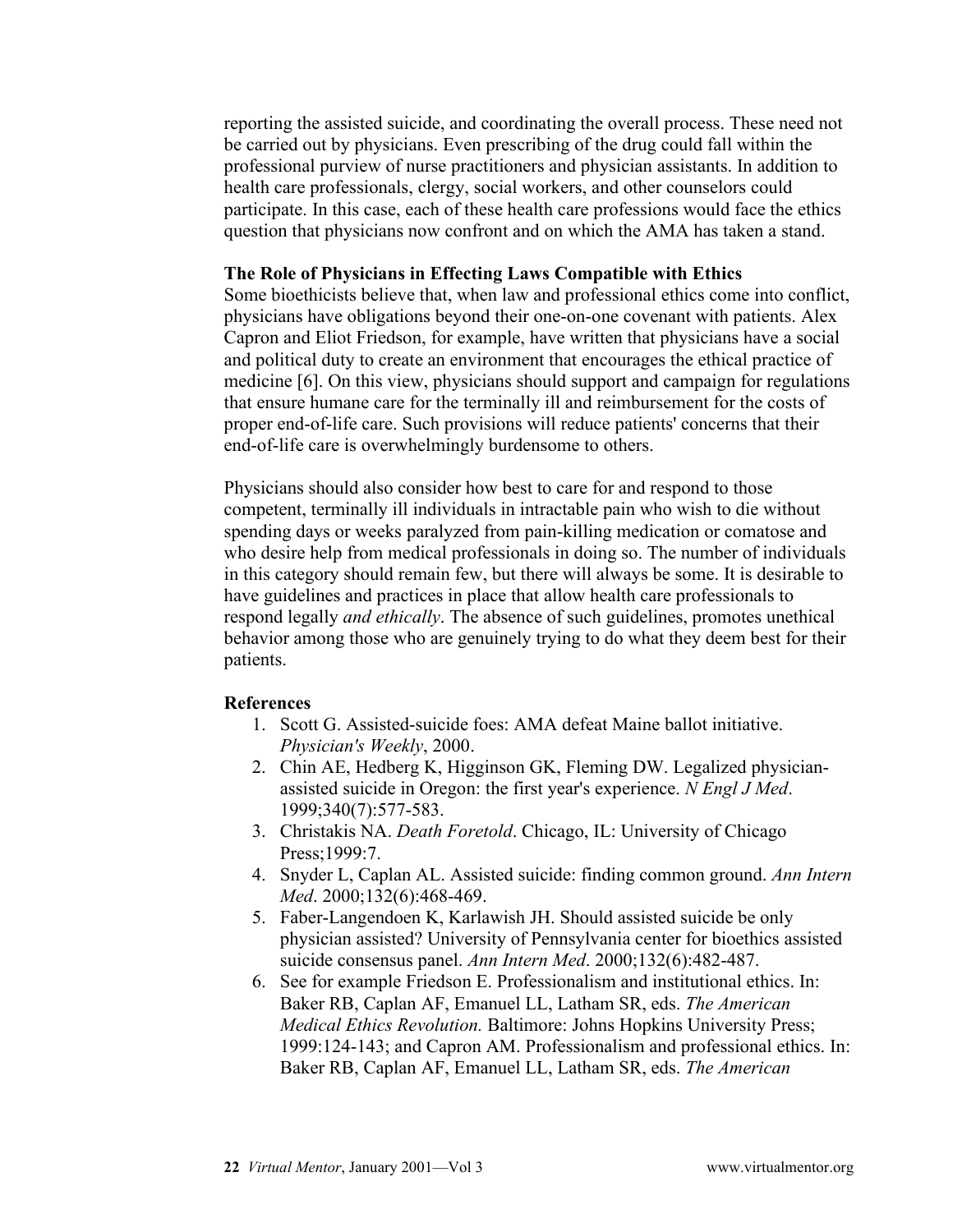reporting the assisted suicide, and coordinating the overall process. These need not be carried out by physicians. Even prescribing of the drug could fall within the professional purview of nurse practitioners and physician assistants. In addition to health care professionals, clergy, social workers, and other counselors could participate. In this case, each of these health care professions would face the ethics question that physicians now confront and on which the AMA has taken a stand.

**The Role of Physicians in Effecting Laws Compatible with Ethics**

Some bioethicists believe that, when law and professional ethics come into conflict, physicians have obligations beyond their one-on-one covenant with patients. Alex Capron and Eliot Friedson, for example, have written that physicians have a social and political duty to create an environment that encourages the ethical practice of medicine [6]. On this view, physicians should support and campaign for regulations that ensure humane care for the terminally ill and reimbursement for the costs of proper end-of-life care. Such provisions will reduce patients' concerns that their end-of-life care is overwhelmingly burdensome to others.

Physicians should also consider how best to care for and respond to those competent, terminally ill individuals in intractable pain who wish to die without spending days or weeks paralyzed from pain-killing medication or comatose and who desire help from medical professionals in doing so. The number of individuals in this category should remain few, but there will always be some. It is desirable to have guidelines and practices in place that allow health care professionals to respond legally *and ethically*. The absence of such guidelines, promotes unethical behavior among those who are genuinely trying to do what they deem best for their patients.

**References**

1. Scott G. Assisted-suicide foes: AMA defeat Maine ballot initiative. *Physician's Weekly*, 2000.
2. Chin AE, Hedberg K, Higginson GK, Fleming DW. Legalized physician-assisted suicide in Oregon: the first year's experience. *N Engl J Med*. 1999;340(7):577-583.
3. Christakis NA. *Death Foretold*. Chicago, IL: University of Chicago Press;1999:7.
4. Snyder L, Caplan AL. Assisted suicide: finding common ground. *Ann Intern Med*. 2000;132(6):468-469.
5. Faber-Langendoen K, Karlawish JH. Should assisted suicide be only physician assisted? University of Pennsylvania center for bioethics assisted suicide consensus panel. *Ann Intern Med*. 2000;132(6):482-487.
6. See for example Friedson E. Professionalism and institutional ethics. In: Baker RB, Caplan AF, Emanuel LL, Latham SR, eds. *The American Medical Ethics Revolution.* Baltimore: Johns Hopkins University Press; 1999:124-143; and Capron AM. Professionalism and professional ethics. In: Baker RB, Caplan AF, Emanuel LL, Latham SR, eds. *The American*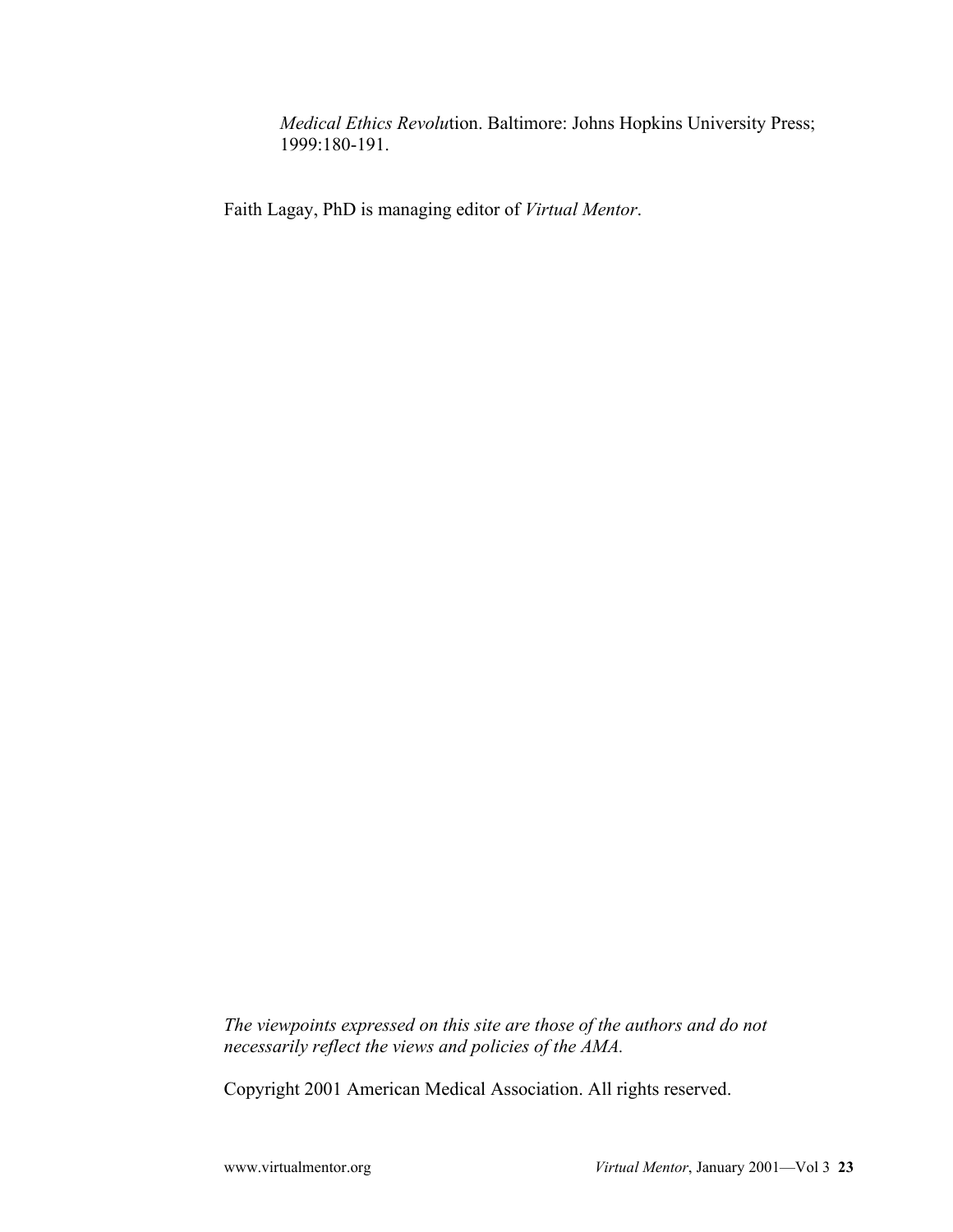*Medical Ethics Revolu*tion. Baltimore: Johns Hopkins University Press; 1999:180-191.

Faith Lagay, PhD is managing editor of *Virtual Mentor*.

*The viewpoints expressed on this site are those of the authors and do not necessarily reflect the views and policies of the AMA.*

Copyright 2001 American Medical Association. All rights reserved.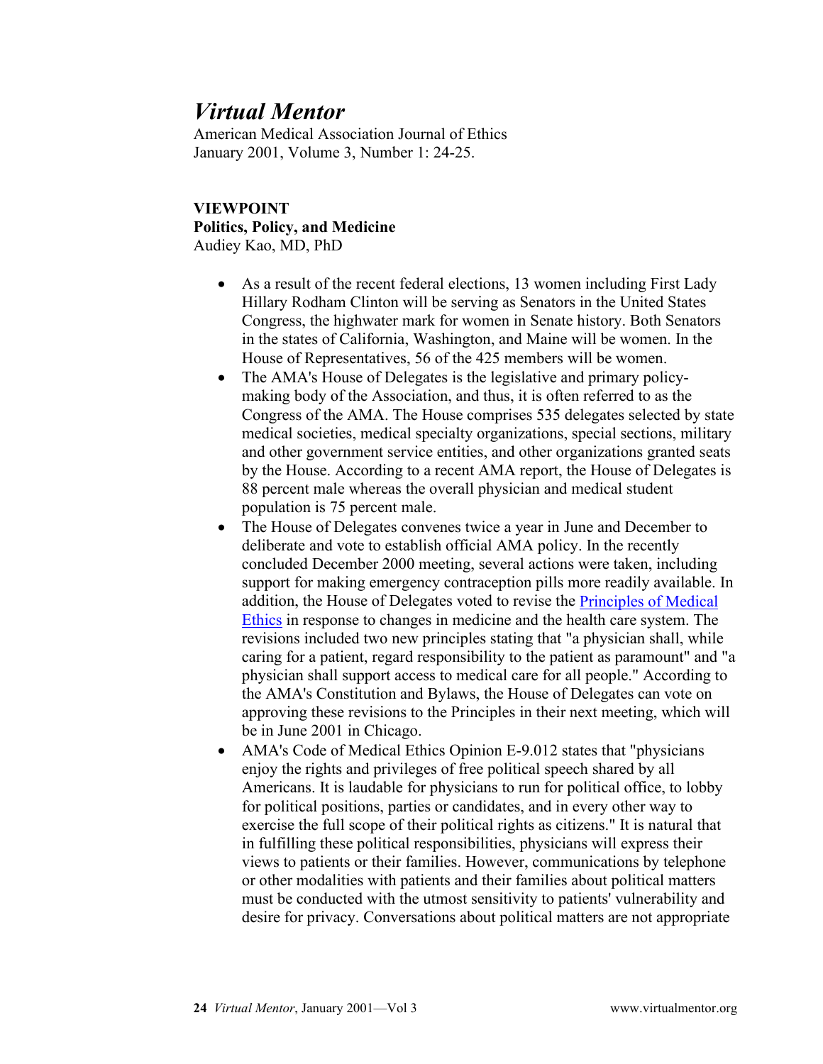# *Virtual Mentor*

American Medical Association Journal of Ethics
January 2001, Volume 3, Number 1: 24-25.

**VIEWPOINT**
**Politics, Policy, and Medicine**
Audiey Kao, MD, PhD

- As a result of the recent federal elections, 13 women including First Lady Hillary Rodham Clinton will be serving as Senators in the United States Congress, the highwater mark for women in Senate history. Both Senators in the states of California, Washington, and Maine will be women. In the House of Representatives, 56 of the 425 members will be women.
- The AMA's House of Delegates is the legislative and primary policy-making body of the Association, and thus, it is often referred to as the Congress of the AMA. The House comprises 535 delegates selected by state medical societies, medical specialty organizations, special sections, military and other government service entities, and other organizations granted seats by the House. According to a recent AMA report, the House of Delegates is 88 percent male whereas the overall physician and medical student population is 75 percent male.
- The House of Delegates convenes twice a year in June and December to deliberate and vote to establish official AMA policy. In the recently concluded December 2000 meeting, several actions were taken, including support for making emergency contraception pills more readily available. In addition, the House of Delegates voted to revise the Principles of Medical Ethics in response to changes in medicine and the health care system. The revisions included two new principles stating that "a physician shall, while caring for a patient, regard responsibility to the patient as paramount" and "a physician shall support access to medical care for all people." According to the AMA's Constitution and Bylaws, the House of Delegates can vote on approving these revisions to the Principles in their next meeting, which will be in June 2001 in Chicago.
- AMA's Code of Medical Ethics Opinion E-9.012 states that "physicians enjoy the rights and privileges of free political speech shared by all Americans. It is laudable for physicians to run for political office, to lobby for political positions, parties or candidates, and in every other way to exercise the full scope of their political rights as citizens." It is natural that in fulfilling these political responsibilities, physicians will express their views to patients or their families. However, communications by telephone or other modalities with patients and their families about political matters must be conducted with the utmost sensitivity to patients' vulnerability and desire for privacy. Conversations about political matters are not appropriate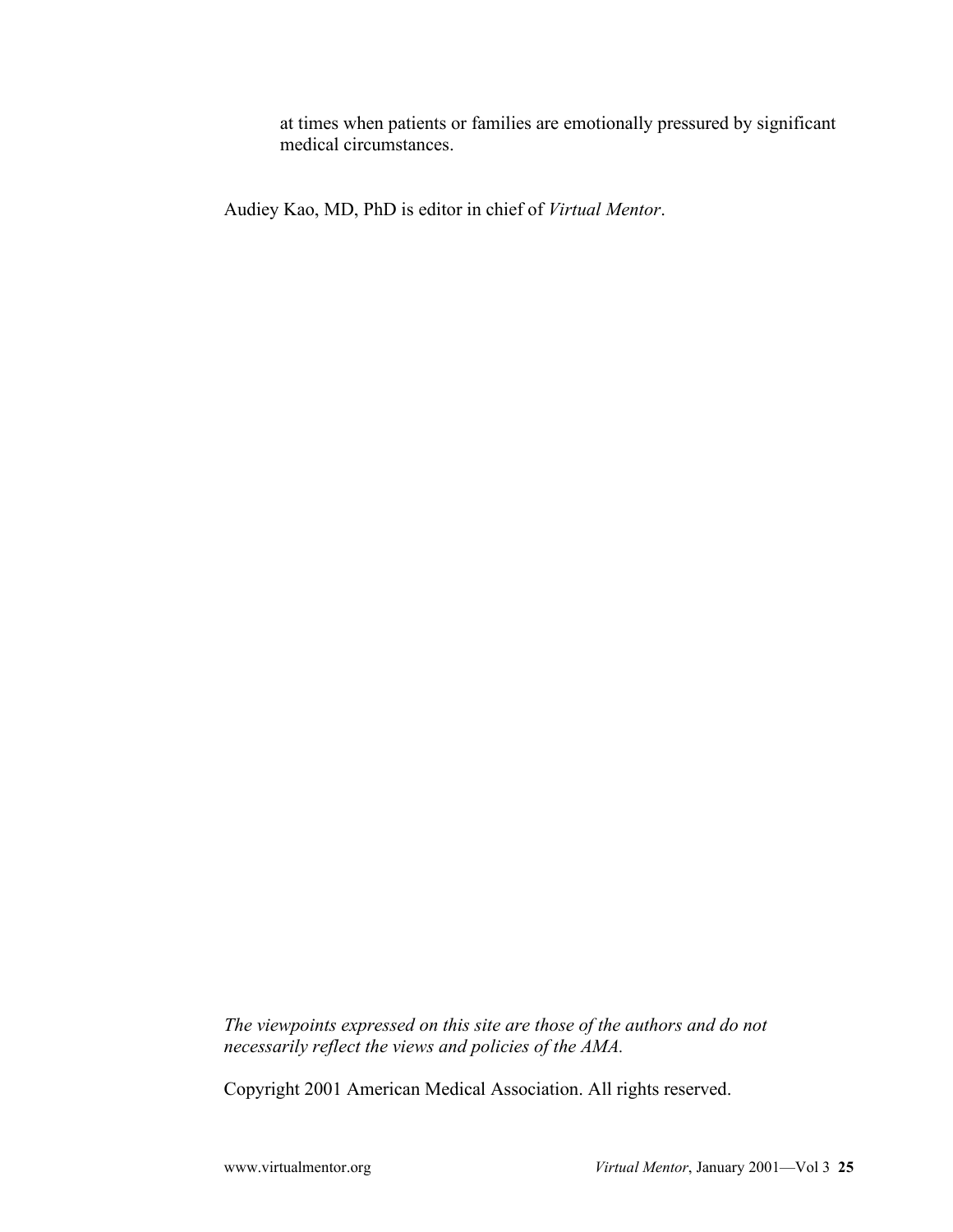at times when patients or families are emotionally pressured by significant medical circumstances.

Audiey Kao, MD, PhD is editor in chief of *Virtual Mentor*.

*The viewpoints expressed on this site are those of the authors and do not necessarily reflect the views and policies of the AMA.*

Copyright 2001 American Medical Association. All rights reserved.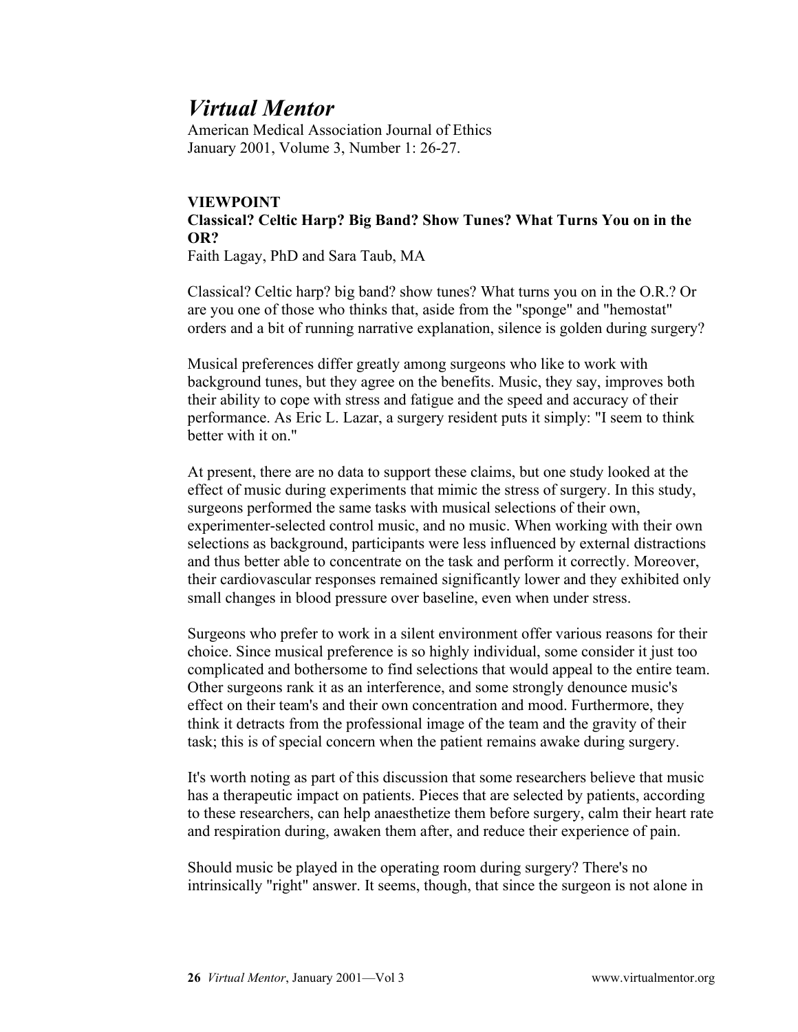# *Virtual Mentor*

American Medical Association Journal of Ethics
January 2001, Volume 3, Number 1: 26-27.

**VIEWPOINT**

**Classical? Celtic Harp? Big Band? Show Tunes? What Turns You on in the OR?**

Faith Lagay, PhD and Sara Taub, MA

Classical? Celtic harp? big band? show tunes? What turns you on in the O.R.? Or are you one of those who thinks that, aside from the "sponge" and "hemostat" orders and a bit of running narrative explanation, silence is golden during surgery?

Musical preferences differ greatly among surgeons who like to work with background tunes, but they agree on the benefits. Music, they say, improves both their ability to cope with stress and fatigue and the speed and accuracy of their performance. As Eric L. Lazar, a surgery resident puts it simply: "I seem to think better with it on."

At present, there are no data to support these claims, but one study looked at the effect of music during experiments that mimic the stress of surgery. In this study, surgeons performed the same tasks with musical selections of their own, experimenter-selected control music, and no music. When working with their own selections as background, participants were less influenced by external distractions and thus better able to concentrate on the task and perform it correctly. Moreover, their cardiovascular responses remained significantly lower and they exhibited only small changes in blood pressure over baseline, even when under stress.

Surgeons who prefer to work in a silent environment offer various reasons for their choice. Since musical preference is so highly individual, some consider it just too complicated and bothersome to find selections that would appeal to the entire team. Other surgeons rank it as an interference, and some strongly denounce music's effect on their team's and their own concentration and mood. Furthermore, they think it detracts from the professional image of the team and the gravity of their task; this is of special concern when the patient remains awake during surgery.

It's worth noting as part of this discussion that some researchers believe that music has a therapeutic impact on patients. Pieces that are selected by patients, according to these researchers, can help anaesthetize them before surgery, calm their heart rate and respiration during, awaken them after, and reduce their experience of pain.

Should music be played in the operating room during surgery? There's no intrinsically "right" answer. It seems, though, that since the surgeon is not alone in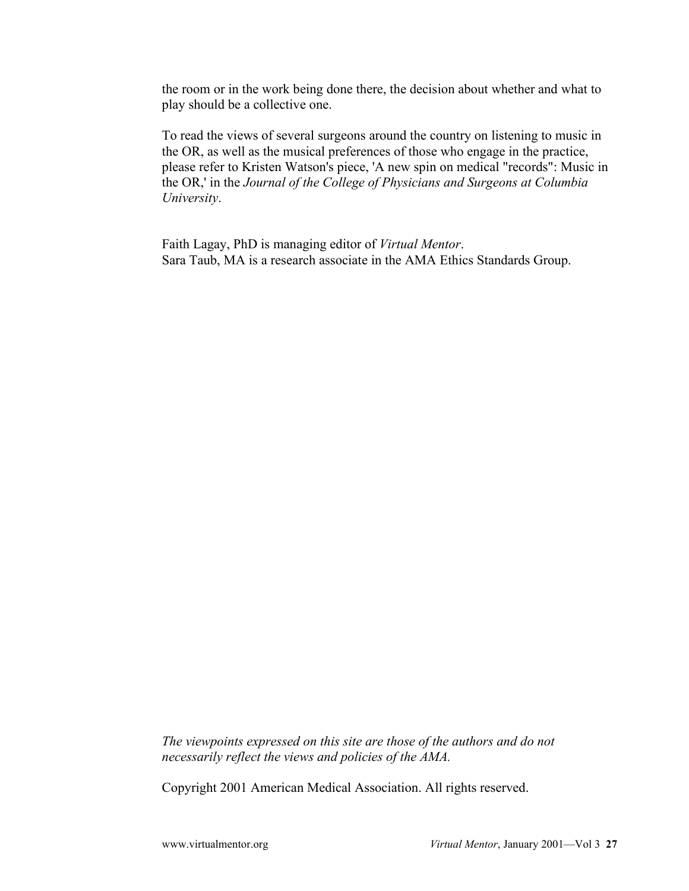the room or in the work being done there, the decision about whether and what to play should be a collective one.

To read the views of several surgeons around the country on listening to music in the OR, as well as the musical preferences of those who engage in the practice, please refer to Kristen Watson's piece, 'A new spin on medical "records": Music in the OR,' in the *Journal of the College of Physicians and Surgeons at Columbia University*.

Faith Lagay, PhD is managing editor of *Virtual Mentor*.
Sara Taub, MA is a research associate in the AMA Ethics Standards Group.

*The viewpoints expressed on this site are those of the authors and do not necessarily reflect the views and policies of the AMA.*

Copyright 2001 American Medical Association. All rights reserved.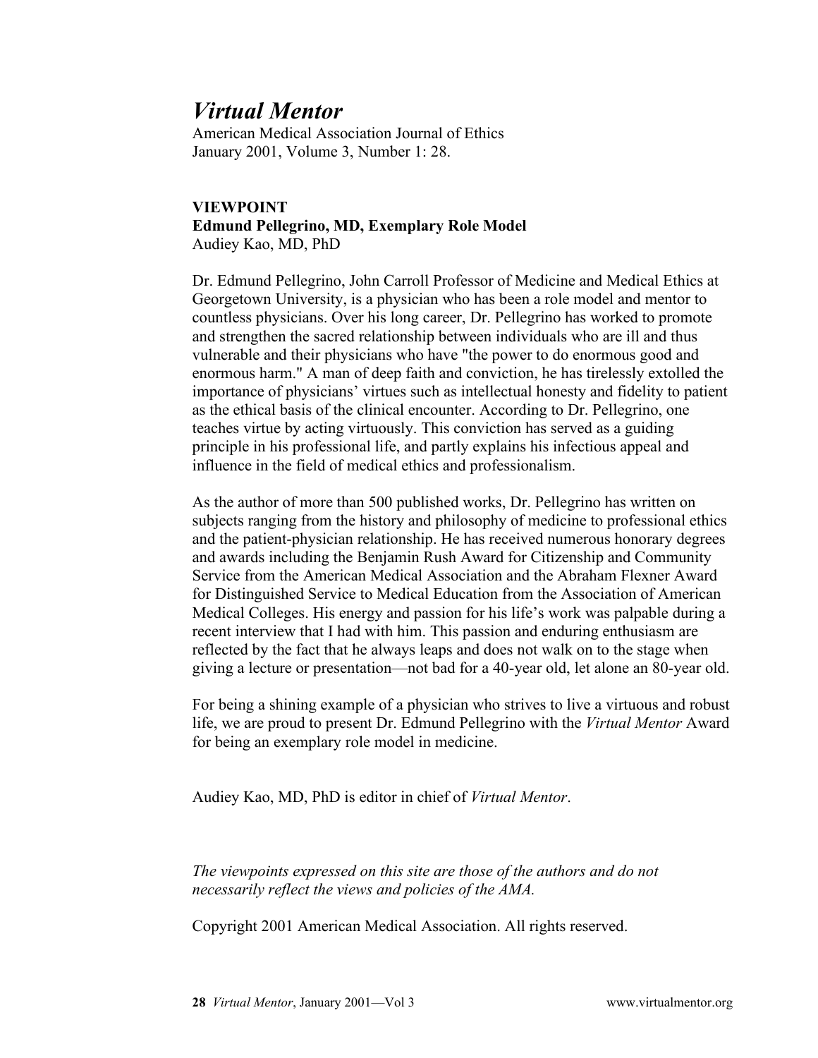# *Virtual Mentor*

American Medical Association Journal of Ethics
January 2001, Volume 3, Number 1: 28.

**VIEWPOINT**
**Edmund Pellegrino, MD, Exemplary Role Model**
Audiey Kao, MD, PhD

Dr. Edmund Pellegrino, John Carroll Professor of Medicine and Medical Ethics at Georgetown University, is a physician who has been a role model and mentor to countless physicians. Over his long career, Dr. Pellegrino has worked to promote and strengthen the sacred relationship between individuals who are ill and thus vulnerable and their physicians who have "the power to do enormous good and enormous harm." A man of deep faith and conviction, he has tirelessly extolled the importance of physicians' virtues such as intellectual honesty and fidelity to patient as the ethical basis of the clinical encounter. According to Dr. Pellegrino, one teaches virtue by acting virtuously. This conviction has served as a guiding principle in his professional life, and partly explains his infectious appeal and influence in the field of medical ethics and professionalism.

As the author of more than 500 published works, Dr. Pellegrino has written on subjects ranging from the history and philosophy of medicine to professional ethics and the patient-physician relationship. He has received numerous honorary degrees and awards including the Benjamin Rush Award for Citizenship and Community Service from the American Medical Association and the Abraham Flexner Award for Distinguished Service to Medical Education from the Association of American Medical Colleges. His energy and passion for his life's work was palpable during a recent interview that I had with him. This passion and enduring enthusiasm are reflected by the fact that he always leaps and does not walk on to the stage when giving a lecture or presentation—not bad for a 40-year old, let alone an 80-year old.

For being a shining example of a physician who strives to live a virtuous and robust life, we are proud to present Dr. Edmund Pellegrino with the *Virtual Mentor* Award for being an exemplary role model in medicine.

Audiey Kao, MD, PhD is editor in chief of *Virtual Mentor*.

*The viewpoints expressed on this site are those of the authors and do not necessarily reflect the views and policies of the AMA.*

Copyright 2001 American Medical Association. All rights reserved.